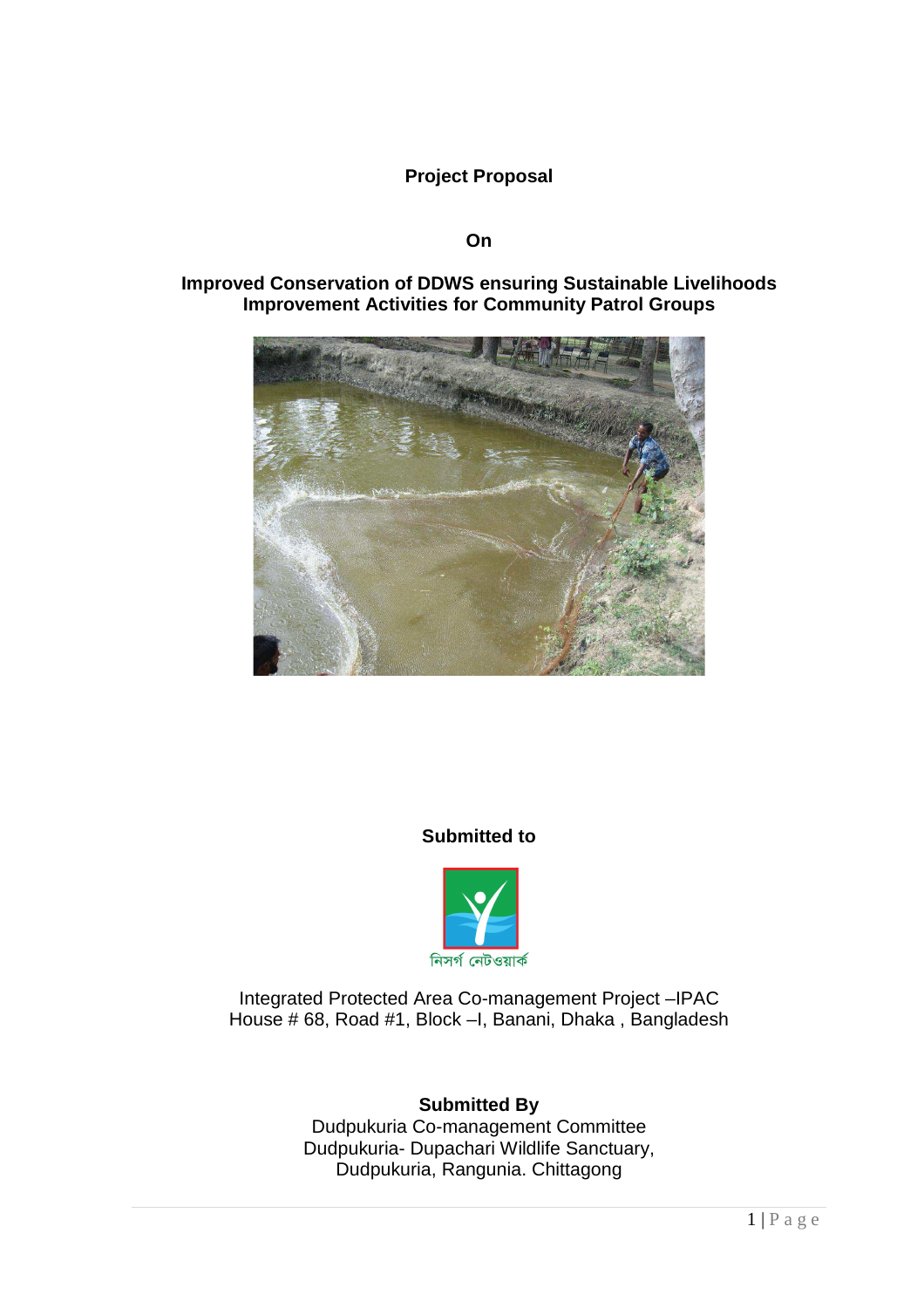**Project Proposal**

**On**

**Improved Conservation of DDWS ensuring Sustainable Livelihoods Improvement Activities for Community Patrol Groups**

**Submitted to**

নিসর্গ নেটওয়ার্ক

Integrated Protected Area Co-management Project –IPAC
House # 68, Road #1, Block –I, Banani, Dhaka , Bangladesh

**Submitted By**

Dudpukuria Co-management Committee
Dudpukuria- Dupachari Wildlife Sanctuary,
Dudpukuria, Rangunia. Chittagong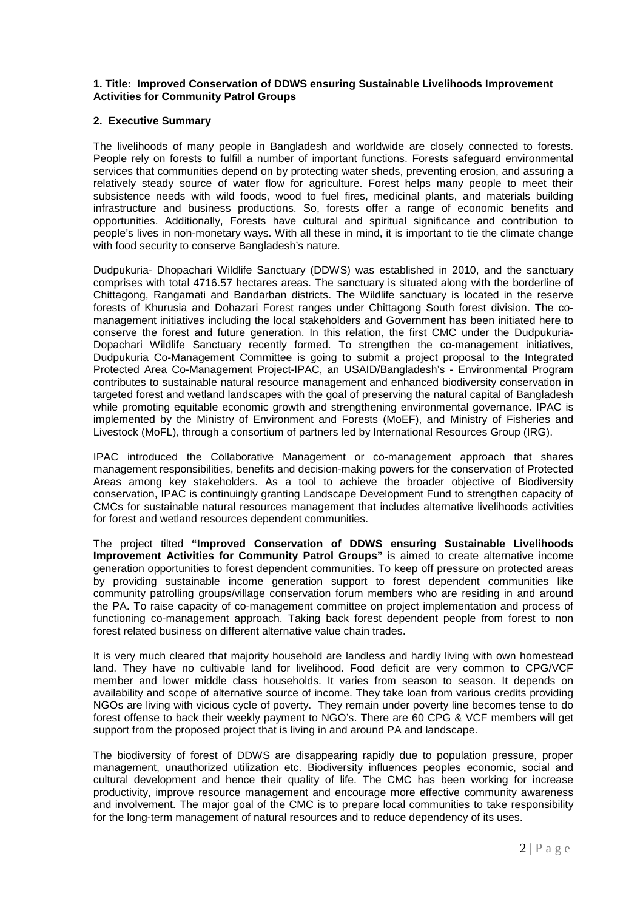**1. Title: Improved Conservation of DDWS ensuring Sustainable Livelihoods Improvement Activities for Community Patrol Groups**

**2. Executive Summary**

The livelihoods of many people in Bangladesh and worldwide are closely connected to forests. People rely on forests to fulfill a number of important functions. Forests safeguard environmental services that communities depend on by protecting water sheds, preventing erosion, and assuring a relatively steady source of water flow for agriculture. Forest helps many people to meet their subsistence needs with wild foods, wood to fuel fires, medicinal plants, and materials building infrastructure and business productions. So, forests offer a range of economic benefits and opportunities. Additionally, Forests have cultural and spiritual significance and contribution to people's lives in non-monetary ways. With all these in mind, it is important to tie the climate change with food security to conserve Bangladesh's nature.

Dudpukuria- Dhopachari Wildlife Sanctuary (DDWS) was established in 2010, and the sanctuary comprises with total 4716.57 hectares areas. The sanctuary is situated along with the borderline of Chittagong, Rangamati and Bandarban districts. The Wildlife sanctuary is located in the reserve forests of Khurusia and Dohazari Forest ranges under Chittagong South forest division. The co-management initiatives including the local stakeholders and Government has been initiated here to conserve the forest and future generation. In this relation, the first CMC under the Dudpukuria-Dopachari Wildlife Sanctuary recently formed. To strengthen the co-management initiatives, Dudpukuria Co-Management Committee is going to submit a project proposal to the Integrated Protected Area Co-Management Project-IPAC, an USAID/Bangladesh's - Environmental Program contributes to sustainable natural resource management and enhanced biodiversity conservation in targeted forest and wetland landscapes with the goal of preserving the natural capital of Bangladesh while promoting equitable economic growth and strengthening environmental governance. IPAC is implemented by the Ministry of Environment and Forests (MoEF), and Ministry of Fisheries and Livestock (MoFL), through a consortium of partners led by International Resources Group (IRG).

IPAC introduced the Collaborative Management or co-management approach that shares management responsibilities, benefits and decision-making powers for the conservation of Protected Areas among key stakeholders. As a tool to achieve the broader objective of Biodiversity conservation, IPAC is continuingly granting Landscape Development Fund to strengthen capacity of CMCs for sustainable natural resources management that includes alternative livelihoods activities for forest and wetland resources dependent communities.

The project tilted **"Improved Conservation of DDWS ensuring Sustainable Livelihoods Improvement Activities for Community Patrol Groups"** is aimed to create alternative income generation opportunities to forest dependent communities. To keep off pressure on protected areas by providing sustainable income generation support to forest dependent communities like community patrolling groups/village conservation forum members who are residing in and around the PA. To raise capacity of co-management committee on project implementation and process of functioning co-management approach. Taking back forest dependent people from forest to non forest related business on different alternative value chain trades.

It is very much cleared that majority household are landless and hardly living with own homestead land. They have no cultivable land for livelihood. Food deficit are very common to CPG/VCF member and lower middle class households. It varies from season to season. It depends on availability and scope of alternative source of income. They take loan from various credits providing NGOs are living with vicious cycle of poverty. They remain under poverty line becomes tense to do forest offense to back their weekly payment to NGO's. There are 60 CPG & VCF members will get support from the proposed project that is living in and around PA and landscape.

The biodiversity of forest of DDWS are disappearing rapidly due to population pressure, proper management, unauthorized utilization etc. Biodiversity influences peoples economic, social and cultural development and hence their quality of life. The CMC has been working for increase productivity, improve resource management and encourage more effective community awareness and involvement. The major goal of the CMC is to prepare local communities to take responsibility for the long-term management of natural resources and to reduce dependency of its uses.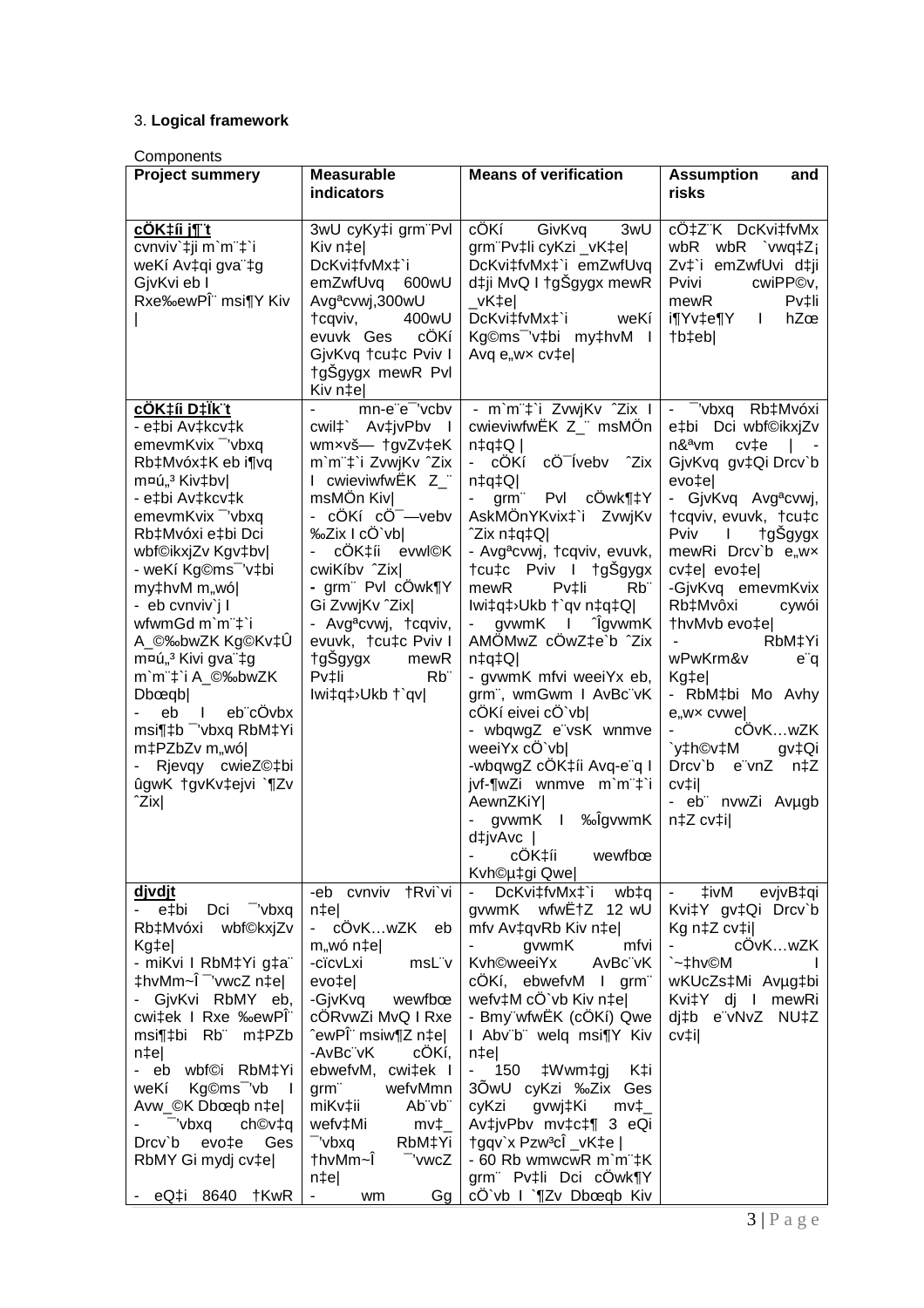3. **Logical framework**

Components

| Project summery | Measurable indicators | Means of verification | Assumption and risks |
|---|---|---|---|
| **cÖK‡íi j¶¨t**<br>cvnviv`‡ji m`m¨‡`i weKí Av‡qi gva¨‡g GjvKvi eb I Rxe‰ewPÎ¨ msi¶Y Kiv \| | 3wU cyKy‡i grm¨Pvl Kiv n‡e\|<br>DcKvi‡fvMx‡`i emZwfUvq 600wU Avgªcvwj,300wU †cqviv, 400wU evuvk Ges cÖKí GjvKvq †cu‡c Pviv I †gŠgyqx mewR Pvl Kiv n‡e\| | cÖKí GivKvq 3wU grm¨Pv‡li cyKzi _vK‡e\|<br>DcKvi‡fvMx‡`i emZwfUvq d‡ji MvQ I †gŠgyqx mewR _vK‡e\|<br>DcKvi‡fvMx‡`i weKí Kg©ms¯'v‡bi my‡hvM I Avq e„w× cv‡e\| | cÖ‡Z¨K DcKvi‡fvMx wbR wbR `vwq‡Z¡ Zv‡`i emZwfUvi d‡ji Pvivi cwiPP©v, mewR Pv‡li i¶Yv‡e¶Y I hZœ †b‡eb\| |
| **cÖK‡íi D‡Ïk¨t**<br>- e‡bi Av‡kcv‡k emevmKvix ¯'vbxq Rb‡Mvóx‡K eb i¶vq m¤ú„³ Kiv‡bv\|<br>- e‡bi Av‡kcv‡k emevmKvix ¯'vbxq Rb‡Mvóxi e‡bi Dci wbf©ikxjZv Kgv‡bv\|<br>- weKí Kg©ms¯'v‡bi my‡hvM m„wó\|<br>- eb cvnviv`j I wfwmGd m`m¨‡`i A_©‰bwZK Kg©Kv‡Û m¤ú„³ Kivi gva¨‡g m`m¨‡`i A_©‰bwZK Dbœqb\|<br>- eb I eb¨cÖvbx msi¶‡b ¯'vbxq RbM‡Yi m‡PZbZv m„wó\|<br>- Rjevqy cwieZ©‡bi ûgwK †gvKv‡ejvi `¶Zv ˆZix\| | - mn-e¨e¯'vcbv cwil‡` Av‡jvPbv I wm×vš— †gvZv‡eK m`m¨‡`i ZvwjKv ˆZix I cwieviwfwËK Z_¨ msMÖn Kiv\|<br>- cÖKí cÖ¯—vebv ‰Zix I cÖ`vb\|<br>- cÖK‡íi evwl©K cwiKíbv ˆZix\|<br>- grm¨ Pvl cÖwk¶Y GjvKv ˆZix\|<br>- Avgªcvwj, †cqviv, evuvk, †cu‡c Pviv I †gŠgyqx mewR Pv‡li Rb¨ Iwi‡q‡›Ukb †`qv\| | - m`m¨‡`i ZvwjKv ˆZix I cwieviwfwËK Z_¨ msMÖn n‡q‡Q \|<br>- cÖKí cÖ¯Ívebv ˆZix n‡q‡Q\|<br>- grm¨ Pvl cÖwk¶‡Y AskMÖnYKvix‡`i ZvwjKv ˆZix n‡q‡Q\|<br>- Avgªcvwj, †cqviv, evuvk, †cu‡c Pviv I †gŠgyqx mewR Pv‡li Rb¨ Iwi‡q‡›Ukb †`qv n‡q‡Q\|<br>- gvwmK I ˆÎgvwmK AMÖMwZ cÖwZ‡e`b ˆZix n‡q‡Q\|<br>- gvwmK mfvi weeiYx eb, grm¨, wmGwm I AvBc¨vK cÖKí eivei cÖ`vb\|<br>- wbqwgZ e¨vsK wnmve weeiYx cÖ`vb\|<br>-wbqwgZ cÖK‡íi Avq-e¨q I jvf-¶wZi wnmve m`m¨‡`i AewnZKiY\|<br>- gvwmK I ‰ÎgvwmK d‡jvAvc \|<br>- cÖK‡íi wewfbœ Kvh©µ‡gi Qwe\| | - ¯'vbxq Rb‡Mvóxi e‡bi Dci wbf©ikxjZv n&ªvm cv‡e \| - GjvKvq gv‡Qi Drcv`b evo‡e\|<br>- GjvKvq Avgªcvwj, †cqviv, evuvk, †cu‡c Pviv I †gŠgyqx mewRi Drcv`b e„w× cv‡e\| evo‡e\|<br>-GjvKvq emevmKvix Rb‡Mvôxi cywói †hvMvb evo‡e\|<br>- RbM‡Yi wPwKrmv&v e¨q Kg‡e\|<br>- RbM‡bi Mo Avhy e„w× cvwe\|<br>- cÖvK…wZK `y‡h©v‡M gv‡Qi Drcv`b e¨vnZ n‡Z cv‡i\|<br>- eb¨ nvwZi Avµgb n‡Z cv‡i\| |
| **djvdjt**<br>- e‡bi Dci ¯'vbxq Rb‡Mvóxi wbf©ikxjZv Kg‡e\|<br>- miKvi I RbM‡Yi g‡a¨ ‡hvMv~Î ¯'vwcZ n‡e\|<br>- GjvKvi RbMY eb, cwi‡ek I Rxe ‰ewPÎ¨ msi¶‡bi Rb¨ m‡PZb n‡e\|<br>- eb wbf©i RbM‡Yi weKí Kg©ms¯'vb I Avw_©K Dbœqb n‡e\|<br>- ¯'vbxq ch©v‡q Drcv`b evo‡e Ges RbMY Gi mydj cv‡e\|<br>- eQ‡i 8640 †KwR | -eb cvnviv †Rvi`vi n‡e\|<br>- cÖvK…wZK eb m„wó n‡e\|<br>-cïcvLxi msL¨v evo‡e\|<br>-GjvKvq wewfbœ cÖRvwZi MvQ I Rxe ˆewPÎ¨ msiw¶Z n‡e\|<br>-AvBc¨vK cÖKí, ebwefvM, cwi‡ek I grm¨ wefvMmn miKv‡ii Ab¨vb¨ wefv‡Mi mv‡\_ ¯'vbxq RbM‡Yi †hvMv~Î ¯'vwcZ n‡e\|<br>- wm Gg | - DcKvi‡fvMx‡`i wb‡q gvwmK wfwË‡Z 12 wU mfv Av‡qvRb Kiv n‡e\|<br>- gvwmK mfvi Kvh©weeiYx AvBc¨vK cÖKí, ebwefvM I grm¨ wefv‡M cÖ`vb Kiv n‡e\|<br>- Bmy¨wfwËK (cÖKí) Qwe I Abv¨b¨ welq msi¶Y Kiv n‡e\|<br>- 150 ‡Wwm‡gj K‡i 3ÕwU cyKzi ‰Zix Ges cyKzi gvwj‡Ki mv‡\_ Av‡jvPbv mv‡c‡¶ 3 eQi †gqv`x Pzw³cÎ \_vK‡e \|<br>- 60 Rb wmwcwR m`m¨‡K grm¨ Pv‡li Dci cÖwk¶Y cÖ`vb I `¶Zv Dbœqb Kiv | - ‡ivM evjvB‡qi Kvi‡Y gv‡Qi Drcv`b Kg n‡Z cv‡i\|<br>- cÖvK…wZK `~‡h©v©M I wKUcZs‡Mi Avµg‡bi Kvi‡Y dj I mewRi dj‡b e¨vNvZ NU‡Z cv‡i\| |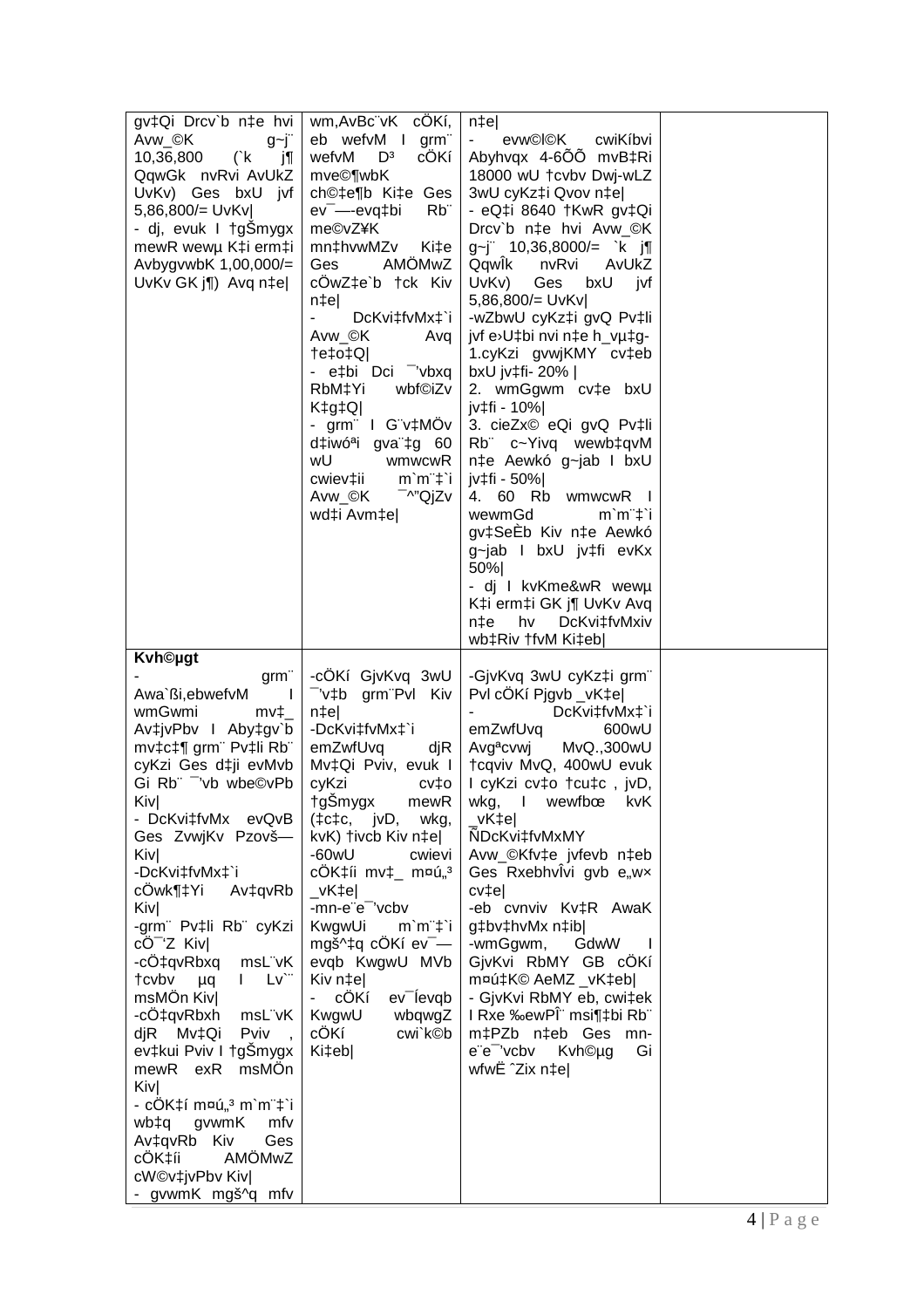| | | | |
|---|---|---|---|
| gv‡Qi Drcv`b n‡e hvi Avw_©K g~j¨ 10,36,800 (`k j¶ QqwGk nvRvi AvUkZ UvKv) Ges bxU jvf 5,86,800/= UvKv\| <br> - dj, evuk I †gŠmygx mewR wewµ K‡i erm‡i AvbygvwbK 1,00,000/= UvKv GK j¶) Avq n‡e\| | wm,AvBc¨vK cÖKí, eb wefvM I grm¨ wefvM D³ cÖKí mve©¶wbK ch©‡e¶b Ki‡e Ges ev¯—evq‡bi Rb¨ me©vZ¥K mn‡hvwMZv Ki‡e Ges AMÖMwZ cÖwZ‡e`b †ck Kiv n‡e\| <br> - DcKvi‡fvMx‡`i Avw_©K Avq †e‡o‡Q\| <br> - e‡bi Dci ¯'vbxq RbM‡Yi wbf©iZv K‡g‡Q\| <br> - grm¨ I G¨v‡MÖv d‡iwó<sup>ª</sup>i gva¨‡g 60 wU wmwcwR cwiev‡ii m`m¨‡`i Avw_©K ¯^"QjZv wd‡i Avm‡e\| | n‡e\| <br> - evw©l©K cwiKíbvi Abyhvqx 4-6ÕÕ mvB‡Ri 18000 wU †cvbv Dwj-wLZ 3wU cyKz‡i Qvov n‡e\| <br> - eQ‡i 8640 †KwR gv‡Qi Drcv`b n‡e hvi Avw_©K g~j¨ 10,36,8000/= `k j¶ QqwÎk nvRvi AvUkZ UvKv) Ges bxU jvf 5,86,800/= UvKv\| <br> -wZbwU cyKz‡i gvQ Pv‡li jvf e›U‡bi nvi n‡e h_vµ‡g- <br> 1.cyKzi gvwjKMY cv‡eb bxU jv‡fi- 20% \| <br> 2. wmGgwm cv‡e bxU jv‡fi - 10%\| <br> 3. cieZx© eQi gvQ Pv‡li Rb¨ c~Yivq wewb‡qvM n‡e Aewkó g~jab I bxU jv‡fi - 50%\| <br> 4. 60 Rb wmwcwR I wewmGd m`m¨‡`i gv‡SÈb Kiv n‡e Aewkó g~jab I bxU jv‡fi evKx 50%\| <br> - dj I kvKme&wR wewµ K‡i erm‡i GK j¶ UvKv Avq n‡e hv DcKvi‡fvMxiv wb‡Riv †fvM Ki‡eb\| | |
| **Kvh©µgt** <br> - grm¨ Awa`ßi,ebwefvM I wmGwmi mv‡\_ Av‡jvPbv I Aby‡gv`b mv‡c‡¶ grm¨ Pv‡li Rb¨ cyKzi Ges d‡ji evMvb Gi Rb¨ ¯'vb wbe©vPb Kiv\| <br> - DcKvi‡fvMx evQvB Ges ZvwjKv Pzovš— Kiv\| <br> -DcKvi‡fvMx‡`i cÖwk¶‡Yi Av‡qvRb Kiv\| <br> -grm¨ Pv‡li Rb¨ cyKzi cÖ¯'Z Kiv\| <br> -cÖ‡qvRbxq msL¨vK †cvbv µq I Lv`¨ msMÖn Kiv\| <br> -cÖ‡qvRbxh msL¨vK djR Mv‡Qi Pviv , ev‡kui Pviv I †gŠmygx mewR exR msMÖn Kiv\| <br> - cÖK‡í m¤ú„³ m`m¨‡`i wb‡q gvwmK mfv Av‡qvRb Kiv Ges cÖK‡íi AMÖMwZ cW©v‡jvPbv Kiv\| <br> - gvwmK mgš^q mfv | -cÖKí GjvKvq 3wU ¯'v‡b grm¨Pvl Kiv n‡e\| <br> -DcKvi‡fvMx‡`i emZwfUvq djR Mv‡Qi Pviv, evuk I cyKzi cv‡o †gŠmygx mewR (‡c‡c, jvD, wkg, kvK) †ivcb Kiv n‡e\| <br> -60wU cwievi cÖK‡íi mv‡\_ m¤ú„³ \_vK‡e\| <br> -mn-e¨e¯'vcbv KwgwUi m`m¨‡`i mgš^‡q cÖKí ev¯—evqb KwgwU MVb Kiv n‡e\| <br> - cÖKí ev¯Íevqb KwgwU wbqwgZ cÖKí cwi`k©b Ki‡eb\| | -GjvKvq 3wU cyKz‡i grm¨ Pvl cÖKí Pjgvb \_vK‡e\| <br> - DcKvi‡fvMx‡`i emZwfUvq 600wU Avg<sup>ª</sup>cvwj MvQ.,300wU †cqviv MvQ, 400wU evuk I cyKzi cv‡o †cu‡c , jvD, wkg, I wewfbœ kvK \_vK‡e\| <br> ÑDcKvi‡fvMxMY Avw\_©Kfv‡e jvfevb n‡eb Ges RxebhvÎvi gvb e„w× cv‡e\| <br> -eb cvnviv Kv‡R AwaK g‡bv‡hvMx n‡ib\| <br> -wmGgwm, GdwW I GjvKvi RbMY GB cÖKí m¤ú‡K© AeMZ \_vK‡eb\| <br> - GjvKvi RbMY eb, cwi‡ek I Rxe ‰ewPÎ¨ msi¶‡bi Rb¨ m‡PZb n‡eb Ges mn-e¨e¯'vcbv Kvh©µg Gi wfwË ˆZix n‡e\| | |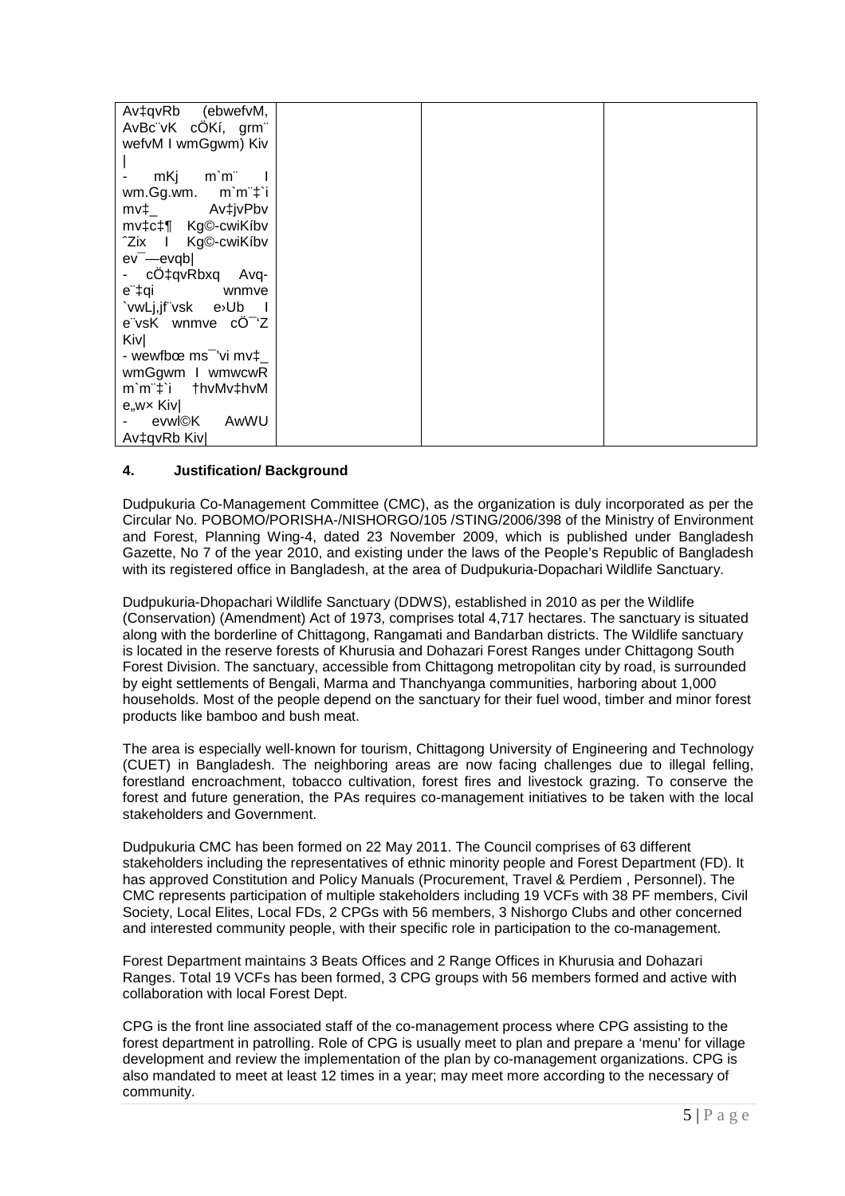| Av‡qvRb (ebwefvM, AvBc¨vK cÖKí, grm¨ wefvM I wmGgwm) Kiv<br>\|<br>- mKj m`m¨ I wm.Gg.wm. m`m¨‡`i mv‡_ Av‡jvPbv mv‡c‡¶ Kg©-cwiKíbv ˆZix I Kg©-cwiKíbv ev¯—evqb\|<br>- cÖ‡qvRbxq Avq-e¨‡qi wnmve `vwLj,jf¨vsk e›Ub I e¨vsK wnmve cÖ¯‘Z Kiv\|<br>- wewfbœ ms¯'vi mv‡_ wmGgwm I wmwcwR m`m¨‡`i †hvMv‡hvM e„w× Kiv\|<br>- evwl©K AwWU Av‡qvRb Kiv\| | | | |
|---|---|---|---|

#### 4. Justification/ Background

Dudpukuria Co-Management Committee (CMC), as the organization is duly incorporated as per the Circular No. POBOMO/PORISHA-/NISHORGO/105 /STING/2006/398 of the Ministry of Environment and Forest, Planning Wing-4, dated 23 November 2009, which is published under Bangladesh Gazette, No 7 of the year 2010, and existing under the laws of the People's Republic of Bangladesh with its registered office in Bangladesh, at the area of Dudpukuria-Dopachari Wildlife Sanctuary.

Dudpukuria-Dhopachari Wildlife Sanctuary (DDWS), established in 2010 as per the Wildlife (Conservation) (Amendment) Act of 1973, comprises total 4,717 hectares. The sanctuary is situated along with the borderline of Chittagong, Rangamati and Bandarban districts. The Wildlife sanctuary is located in the reserve forests of Khurusia and Dohazari Forest Ranges under Chittagong South Forest Division. The sanctuary, accessible from Chittagong metropolitan city by road, is surrounded by eight settlements of Bengali, Marma and Thanchyanga communities, harboring about 1,000 households. Most of the people depend on the sanctuary for their fuel wood, timber and minor forest products like bamboo and bush meat.

The area is especially well-known for tourism, Chittagong University of Engineering and Technology (CUET) in Bangladesh. The neighboring areas are now facing challenges due to illegal felling, forestland encroachment, tobacco cultivation, forest fires and livestock grazing. To conserve the forest and future generation, the PAs requires co-management initiatives to be taken with the local stakeholders and Government.

Dudpukuria CMC has been formed on 22 May 2011. The Council comprises of 63 different stakeholders including the representatives of ethnic minority people and Forest Department (FD). It has approved Constitution and Policy Manuals (Procurement, Travel & Perdiem , Personnel). The CMC represents participation of multiple stakeholders including 19 VCFs with 38 PF members, Civil Society, Local Elites, Local FDs, 2 CPGs with 56 members, 3 Nishorgo Clubs and other concerned and interested community people, with their specific role in participation to the co-management.

Forest Department maintains 3 Beats Offices and 2 Range Offices in Khurusia and Dohazari Ranges. Total 19 VCFs has been formed, 3 CPG groups with 56 members formed and active with collaboration with local Forest Dept.

CPG is the front line associated staff of the co-management process where CPG assisting to the forest department in patrolling. Role of CPG is usually meet to plan and prepare a 'menu' for village development and review the implementation of the plan by co-management organizations. CPG is also mandated to meet at least 12 times in a year; may meet more according to the necessary of community.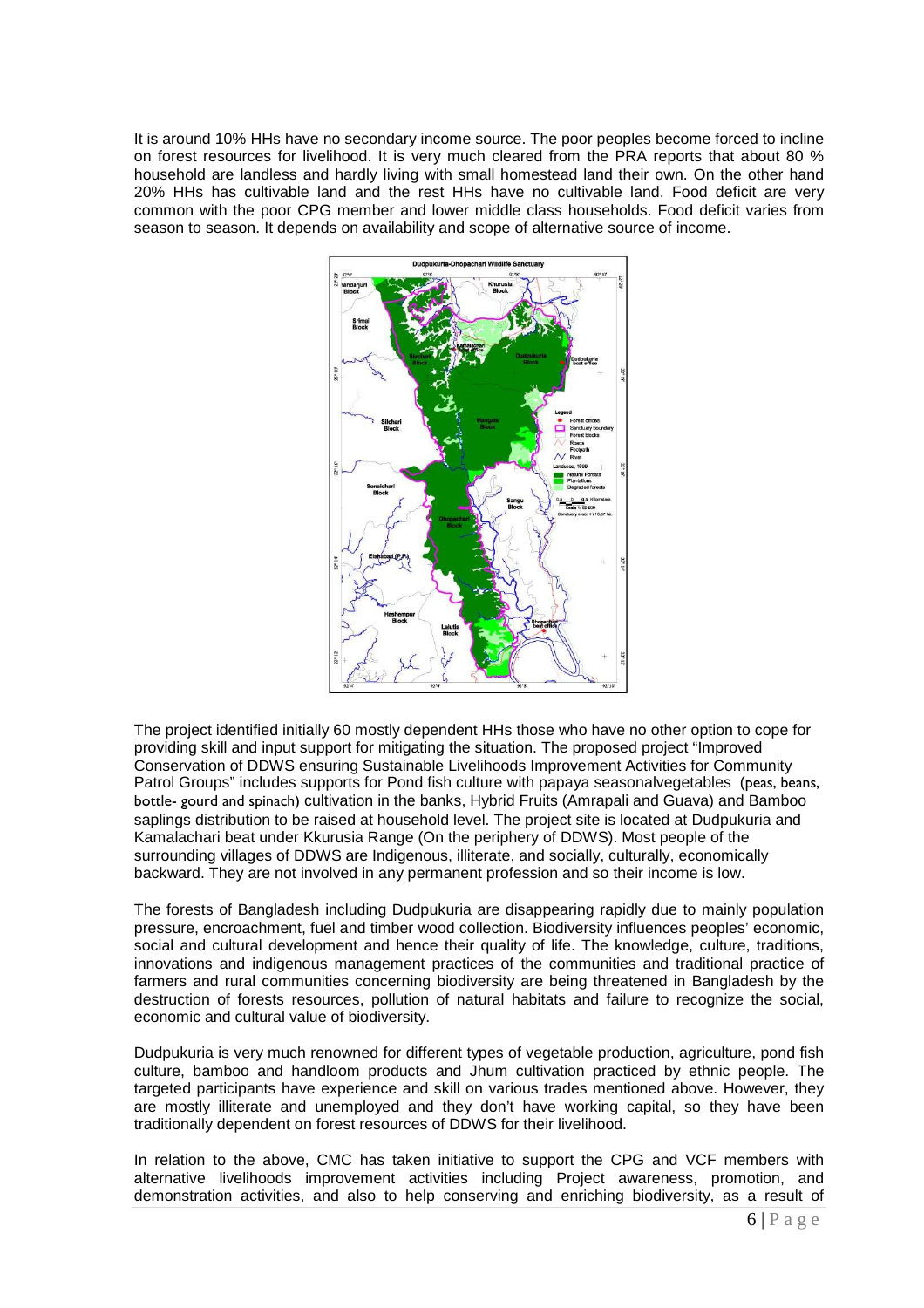It is around 10% HHs have no secondary income source. The poor peoples become forced to incline on forest resources for livelihood. It is very much cleared from the PRA reports that about 80 % household are landless and hardly living with small homestead land their own. On the other hand 20% HHs has cultivable land and the rest HHs have no cultivable land. Food deficit are very common with the poor CPG member and lower middle class households. Food deficit varies from season to season. It depends on availability and scope of alternative source of income.

The project identified initially 60 mostly dependent HHs those who have no other option to cope for providing skill and input support for mitigating the situation. The proposed project "Improved Conservation of DDWS ensuring Sustainable Livelihoods Improvement Activities for Community Patrol Groups" includes supports for Pond fish culture with papaya seasonalvegetables (peas, beans, bottle- gourd and spinach) cultivation in the banks, Hybrid Fruits (Amrapali and Guava) and Bamboo saplings distribution to be raised at household level. The project site is located at Dudpukuria and Kamalachari beat under Kkurusia Range (On the periphery of DDWS). Most people of the surrounding villages of DDWS are Indigenous, illiterate, and socially, culturally, economically backward. They are not involved in any permanent profession and so their income is low.

The forests of Bangladesh including Dudpukuria are disappearing rapidly due to mainly population pressure, encroachment, fuel and timber wood collection. Biodiversity influences peoples' economic, social and cultural development and hence their quality of life. The knowledge, culture, traditions, innovations and indigenous management practices of the communities and traditional practice of farmers and rural communities concerning biodiversity are being threatened in Bangladesh by the destruction of forests resources, pollution of natural habitats and failure to recognize the social, economic and cultural value of biodiversity.

Dudpukuria is very much renowned for different types of vegetable production, agriculture, pond fish culture, bamboo and handloom products and Jhum cultivation practiced by ethnic people. The targeted participants have experience and skill on various trades mentioned above. However, they are mostly illiterate and unemployed and they don't have working capital, so they have been traditionally dependent on forest resources of DDWS for their livelihood.

In relation to the above, CMC has taken initiative to support the CPG and VCF members with alternative livelihoods improvement activities including Project awareness, promotion, and demonstration activities, and also to help conserving and enriching biodiversity, as a result of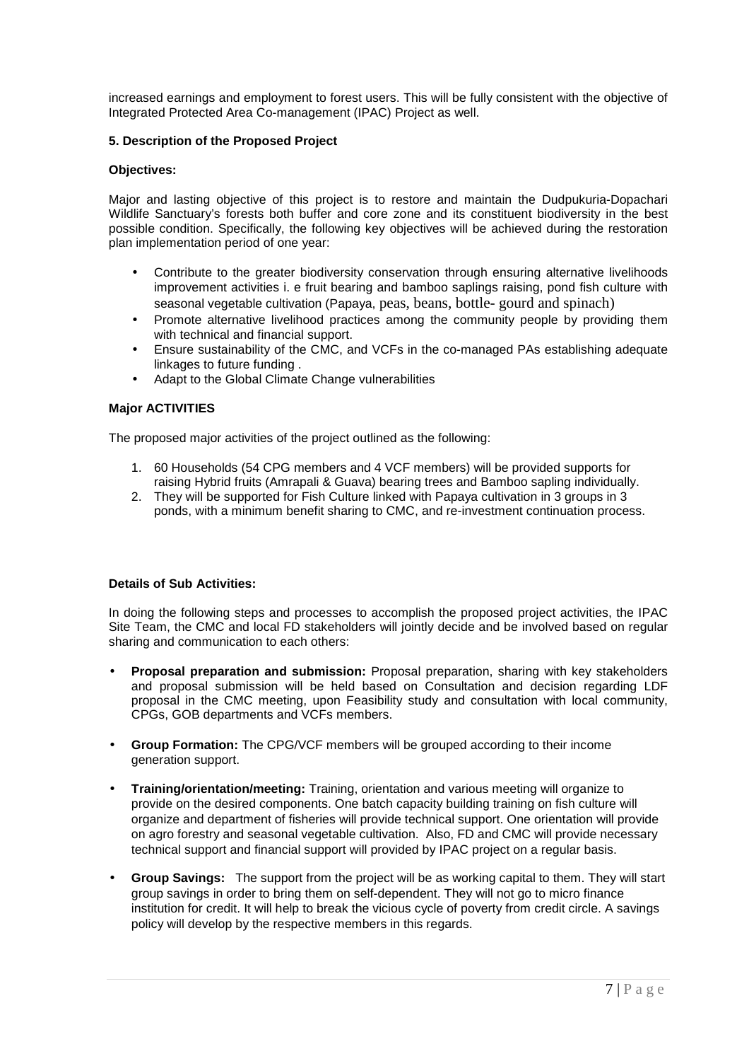increased earnings and employment to forest users. This will be fully consistent with the objective of Integrated Protected Area Co-management (IPAC) Project as well.

**5. Description of the Proposed Project**

**Objectives:**

Major and lasting objective of this project is to restore and maintain the Dudpukuria-Dopachari Wildlife Sanctuary's forests both buffer and core zone and its constituent biodiversity in the best possible condition. Specifically, the following key objectives will be achieved during the restoration plan implementation period of one year:

- Contribute to the greater biodiversity conservation through ensuring alternative livelihoods improvement activities i. e fruit bearing and bamboo saplings raising, pond fish culture with seasonal vegetable cultivation (Papaya, peas, beans, bottle- gourd and spinach)
- Promote alternative livelihood practices among the community people by providing them with technical and financial support.
- Ensure sustainability of the CMC, and VCFs in the co-managed PAs establishing adequate linkages to future funding .
- Adapt to the Global Climate Change vulnerabilities

**Major ACTIVITIES**

The proposed major activities of the project outlined as the following:

1. 60 Households (54 CPG members and 4 VCF members) will be provided supports for raising Hybrid fruits (Amrapali & Guava) bearing trees and Bamboo sapling individually.
2. They will be supported for Fish Culture linked with Papaya cultivation in 3 groups in 3 ponds, with a minimum benefit sharing to CMC, and re-investment continuation process.

**Details of Sub Activities:**

In doing the following steps and processes to accomplish the proposed project activities, the IPAC Site Team, the CMC and local FD stakeholders will jointly decide and be involved based on regular sharing and communication to each others:

- **Proposal preparation and submission:** Proposal preparation, sharing with key stakeholders and proposal submission will be held based on Consultation and decision regarding LDF proposal in the CMC meeting, upon Feasibility study and consultation with local community, CPGs, GOB departments and VCFs members.
- **Group Formation:** The CPG/VCF members will be grouped according to their income generation support.
- **Training/orientation/meeting:** Training, orientation and various meeting will organize to provide on the desired components. One batch capacity building training on fish culture will organize and department of fisheries will provide technical support. One orientation will provide on agro forestry and seasonal vegetable cultivation. Also, FD and CMC will provide necessary technical support and financial support will provided by IPAC project on a regular basis.
- **Group Savings:** The support from the project will be as working capital to them. They will start group savings in order to bring them on self-dependent. They will not go to micro finance institution for credit. It will help to break the vicious cycle of poverty from credit circle. A savings policy will develop by the respective members in this regards.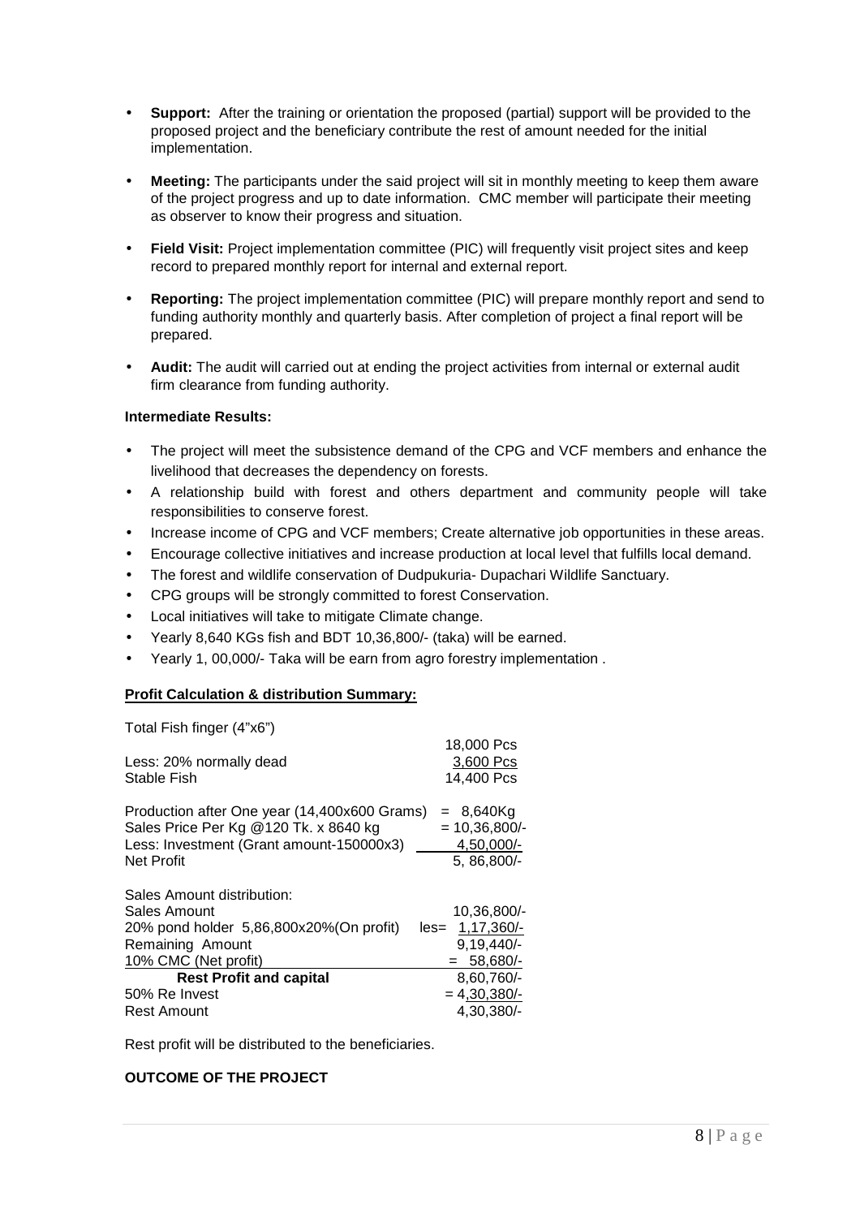- **Support:** After the training or orientation the proposed (partial) support will be provided to the proposed project and the beneficiary contribute the rest of amount needed for the initial implementation.
- **Meeting:** The participants under the said project will sit in monthly meeting to keep them aware of the project progress and up to date information. CMC member will participate their meeting as observer to know their progress and situation.
- **Field Visit:** Project implementation committee (PIC) will frequently visit project sites and keep record to prepared monthly report for internal and external report.
- **Reporting:** The project implementation committee (PIC) will prepare monthly report and send to funding authority monthly and quarterly basis. After completion of project a final report will be prepared.
- **Audit:** The audit will carried out at ending the project activities from internal or external audit firm clearance from funding authority.

**Intermediate Results:**

- The project will meet the subsistence demand of the CPG and VCF members and enhance the livelihood that decreases the dependency on forests.
- A relationship build with forest and others department and community people will take responsibilities to conserve forest.
- Increase income of CPG and VCF members; Create alternative job opportunities in these areas.
- Encourage collective initiatives and increase production at local level that fulfills local demand.
- The forest and wildlife conservation of Dudpukuria- Dupachari Wildlife Sanctuary.
- CPG groups will be strongly committed to forest Conservation.
- Local initiatives will take to mitigate Climate change.
- Yearly 8,640 KGs fish and BDT 10,36,800/- (taka) will be earned.
- Yearly 1, 00,000/- Taka will be earn from agro forestry implementation .

**Profit Calculation & distribution Summary:**

| Total Fish finger (4"x6") | |
|---|---|
| | 18,000 Pcs |
| Less: 20% normally dead | 3,600 Pcs |
| Stable Fish | 14,400 Pcs |
| | |
| Production after One year (14,400x600 Grams) | = 8,640Kg |
| Sales Price Per Kg @120 Tk. x 8640 kg | = 10,36,800/- |
| Less: Investment (Grant amount-150000x3) | 4,50,000/- |
| Net Profit | 5, 86,800/- |
| | |
| Sales Amount distribution: | |
| Sales Amount | 10,36,800/- |
| 20% pond holder 5,86,800x20%(On profit) | les= 1,17,360/- |
| Remaining Amount | 9,19,440/- |
| 10% CMC (Net profit) | = 58,680/- |
| **Rest Profit and capital** | 8,60,760/- |
| 50% Re Invest | = 4,30,380/- |
| Rest Amount | 4,30,380/- |

Rest profit will be distributed to the beneficiaries.

**OUTCOME OF THE PROJECT**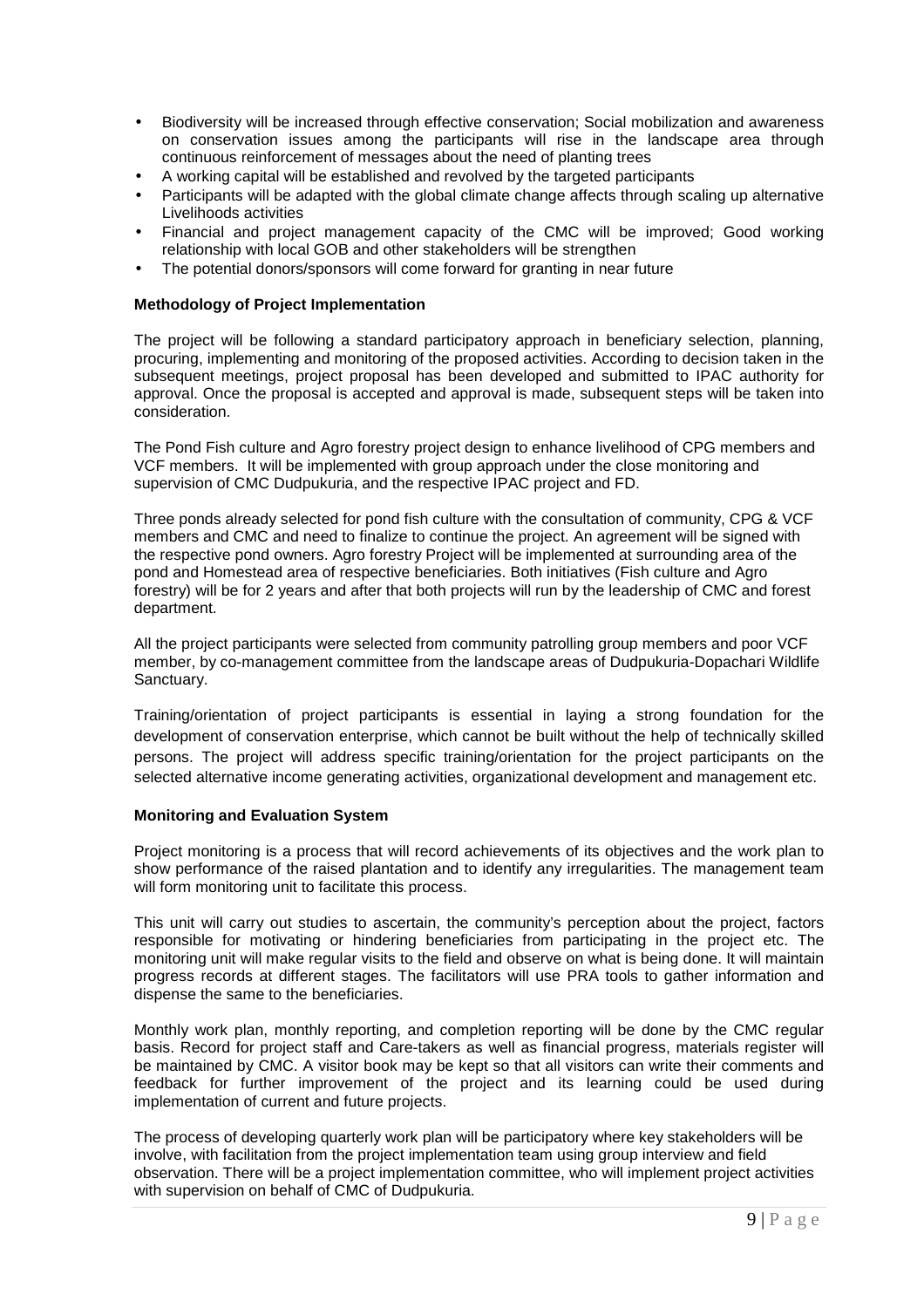- Biodiversity will be increased through effective conservation; Social mobilization and awareness on conservation issues among the participants will rise in the landscape area through continuous reinforcement of messages about the need of planting trees
- A working capital will be established and revolved by the targeted participants
- Participants will be adapted with the global climate change affects through scaling up alternative Livelihoods activities
- Financial and project management capacity of the CMC will be improved; Good working relationship with local GOB and other stakeholders will be strengthen
- The potential donors/sponsors will come forward for granting in near future

**Methodology of Project Implementation**

The project will be following a standard participatory approach in beneficiary selection, planning, procuring, implementing and monitoring of the proposed activities. According to decision taken in the subsequent meetings, project proposal has been developed and submitted to IPAC authority for approval. Once the proposal is accepted and approval is made, subsequent steps will be taken into consideration.

The Pond Fish culture and Agro forestry project design to enhance livelihood of CPG members and VCF members. It will be implemented with group approach under the close monitoring and supervision of CMC Dudpukuria, and the respective IPAC project and FD.

Three ponds already selected for pond fish culture with the consultation of community, CPG & VCF members and CMC and need to finalize to continue the project. An agreement will be signed with the respective pond owners. Agro forestry Project will be implemented at surrounding area of the pond and Homestead area of respective beneficiaries. Both initiatives (Fish culture and Agro forestry) will be for 2 years and after that both projects will run by the leadership of CMC and forest department.

All the project participants were selected from community patrolling group members and poor VCF member, by co-management committee from the landscape areas of Dudpukuria-Dopachari Wildlife Sanctuary.

Training/orientation of project participants is essential in laying a strong foundation for the development of conservation enterprise, which cannot be built without the help of technically skilled persons. The project will address specific training/orientation for the project participants on the selected alternative income generating activities, organizational development and management etc.

**Monitoring and Evaluation System**

Project monitoring is a process that will record achievements of its objectives and the work plan to show performance of the raised plantation and to identify any irregularities. The management team will form monitoring unit to facilitate this process.

This unit will carry out studies to ascertain, the community's perception about the project, factors responsible for motivating or hindering beneficiaries from participating in the project etc. The monitoring unit will make regular visits to the field and observe on what is being done. It will maintain progress records at different stages. The facilitators will use PRA tools to gather information and dispense the same to the beneficiaries.

Monthly work plan, monthly reporting, and completion reporting will be done by the CMC regular basis. Record for project staff and Care-takers as well as financial progress, materials register will be maintained by CMC. A visitor book may be kept so that all visitors can write their comments and feedback for further improvement of the project and its learning could be used during implementation of current and future projects.

The process of developing quarterly work plan will be participatory where key stakeholders will be involve, with facilitation from the project implementation team using group interview and field observation. There will be a project implementation committee, who will implement project activities with supervision on behalf of CMC of Dudpukuria.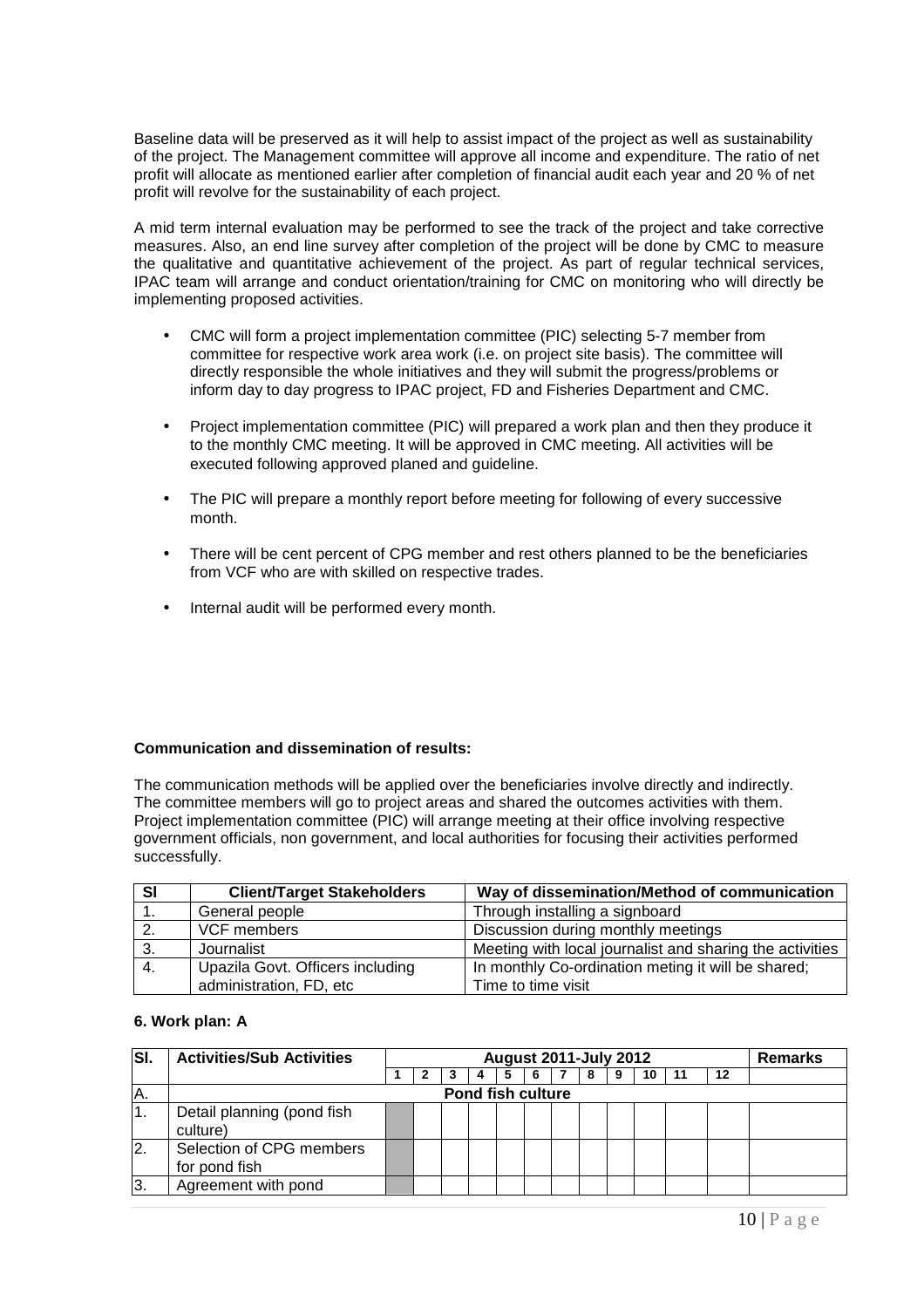Baseline data will be preserved as it will help to assist impact of the project as well as sustainability of the project. The Management committee will approve all income and expenditure. The ratio of net profit will allocate as mentioned earlier after completion of financial audit each year and 20 % of net profit will revolve for the sustainability of each project.

A mid term internal evaluation may be performed to see the track of the project and take corrective measures. Also, an end line survey after completion of the project will be done by CMC to measure the qualitative and quantitative achievement of the project. As part of regular technical services, IPAC team will arrange and conduct orientation/training for CMC on monitoring who will directly be implementing proposed activities.

- CMC will form a project implementation committee (PIC) selecting 5-7 member from committee for respective work area work (i.e. on project site basis). The committee will directly responsible the whole initiatives and they will submit the progress/problems or inform day to day progress to IPAC project, FD and Fisheries Department and CMC.
- Project implementation committee (PIC) will prepared a work plan and then they produce it to the monthly CMC meeting. It will be approved in CMC meeting. All activities will be executed following approved planed and guideline.
- The PIC will prepare a monthly report before meeting for following of every successive month.
- There will be cent percent of CPG member and rest others planned to be the beneficiaries from VCF who are with skilled on respective trades.
- Internal audit will be performed every month.

**Communication and dissemination of results:**

The communication methods will be applied over the beneficiaries involve directly and indirectly. The committee members will go to project areas and shared the outcomes activities with them. Project implementation committee (PIC) will arrange meeting at their office involving respective government officials, non government, and local authorities for focusing their activities performed successfully.

| Sl | Client/Target Stakeholders | Way of dissemination/Method of communication |
|---|---|---|
| 1. | General people | Through installing a signboard |
| 2. | VCF members | Discussion during monthly meetings |
| 3. | Journalist | Meeting with local journalist and sharing the activities |
| 4. | Upazila Govt. Officers including administration, FD, etc | In monthly Co-ordination meting it will be shared; Time to time visit |

**6. Work plan: A**

| Sl. | Activities/Sub Activities | August 2011-July 2012 | | | | | | | | | | | | Remarks |
|---|---|---|---|---|---|---|---|---|---|---|---|---|---|---|
| | | 1 | 2 | 3 | 4 | 5 | 6 | 7 | 8 | 9 | 10 | 11 | 12 | |
| A. | Pond fish culture | | | | | | | | | | | | | |
| 1. | Detail planning (pond fish culture) | ■ | | | | | | | | | | | | |
| 2. | Selection of CPG members for pond fish | ■ | | | | | | | | | | | | |
| 3. | Agreement with pond | ■ | | | | | | | | | | | | |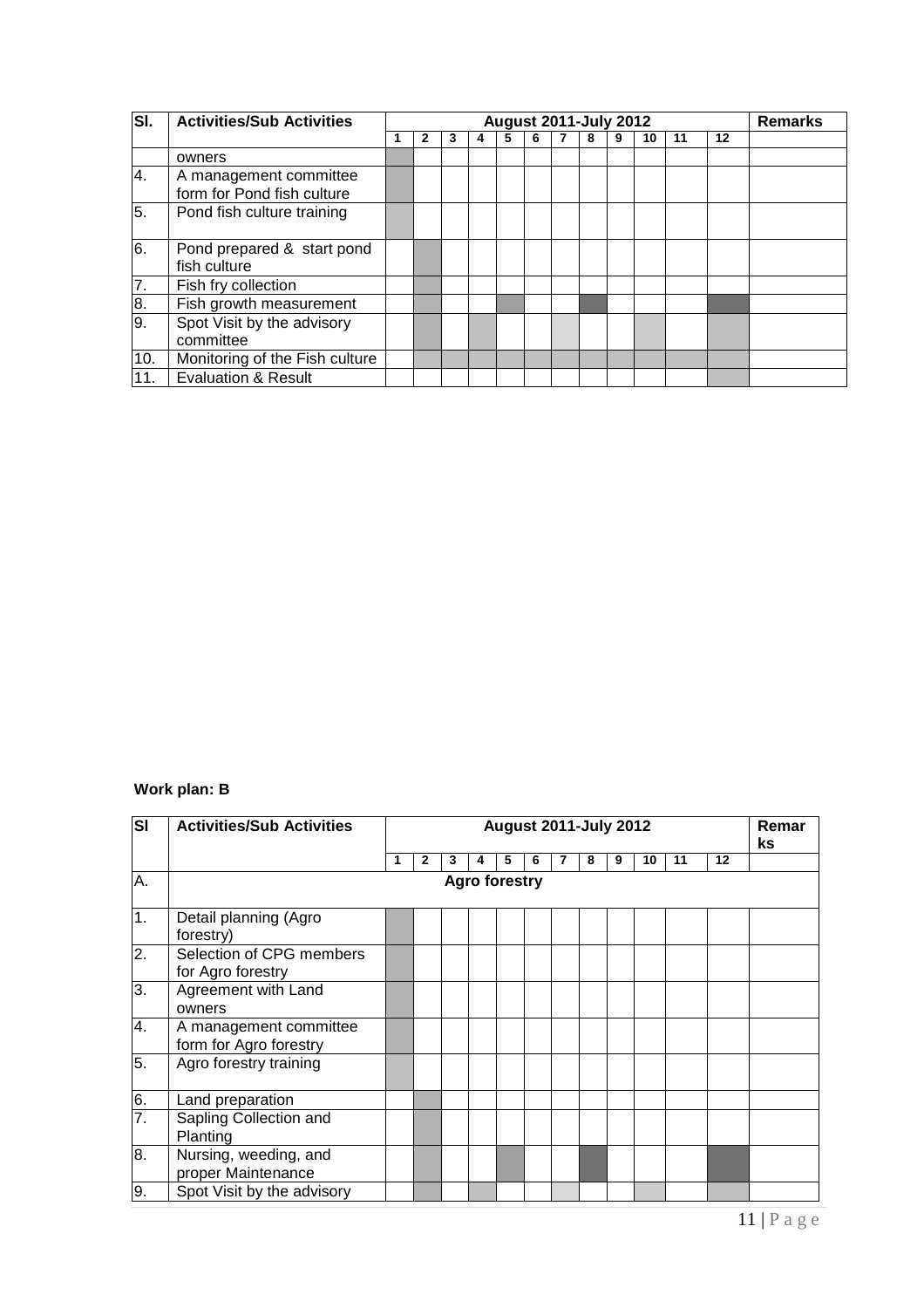| Sl. | Activities/Sub Activities | August 2011-July 2012 | | | | | | | | | | | | Remarks |
|---|---|---|---|---|---|---|---|---|---|---|---|---|---|---|
| | | 1 | 2 | 3 | 4 | 5 | 6 | 7 | 8 | 9 | 10 | 11 | 12 | |
| | owners | | | | | | | | | | | | | |
| 4. | A management committee form for Pond fish culture | | | | | | | | | | | | | |
| 5. | Pond fish culture training | | | | | | | | | | | | | |
| 6. | Pond prepared & start pond fish culture | | | | | | | | | | | | | |
| 7. | Fish fry collection | | | | | | | | | | | | | |
| 8. | Fish growth measurement | | | | | | | | | | | | | |
| 9. | Spot Visit by the advisory committee | | | | | | | | | | | | | |
| 10. | Monitoring of the Fish culture | | | | | | | | | | | | | |
| 11. | Evaluation & Result | | | | | | | | | | | | | |

**Work plan: B**

| Sl | Activities/Sub Activities | August 2011-July 2012 | | | | | | | | | | | | Remarks |
|---|---|---|---|---|---|---|---|---|---|---|---|---|---|---|
| | | 1 | 2 | 3 | 4 | 5 | 6 | 7 | 8 | 9 | 10 | 11 | 12 | |
| A. | **Agro forestry** | | | | | | | | | | | | | |
| 1. | Detail planning (Agro forestry) | | | | | | | | | | | | | |
| 2. | Selection of CPG members for Agro forestry | | | | | | | | | | | | | |
| 3. | Agreement with Land owners | | | | | | | | | | | | | |
| 4. | A management committee form for Agro forestry | | | | | | | | | | | | | |
| 5. | Agro forestry training | | | | | | | | | | | | | |
| 6. | Land preparation | | | | | | | | | | | | | |
| 7. | Sapling Collection and Planting | | | | | | | | | | | | | |
| 8. | Nursing, weeding, and proper Maintenance | | | | | | | | | | | | | |
| 9. | Spot Visit by the advisory | | | | | | | | | | | | | |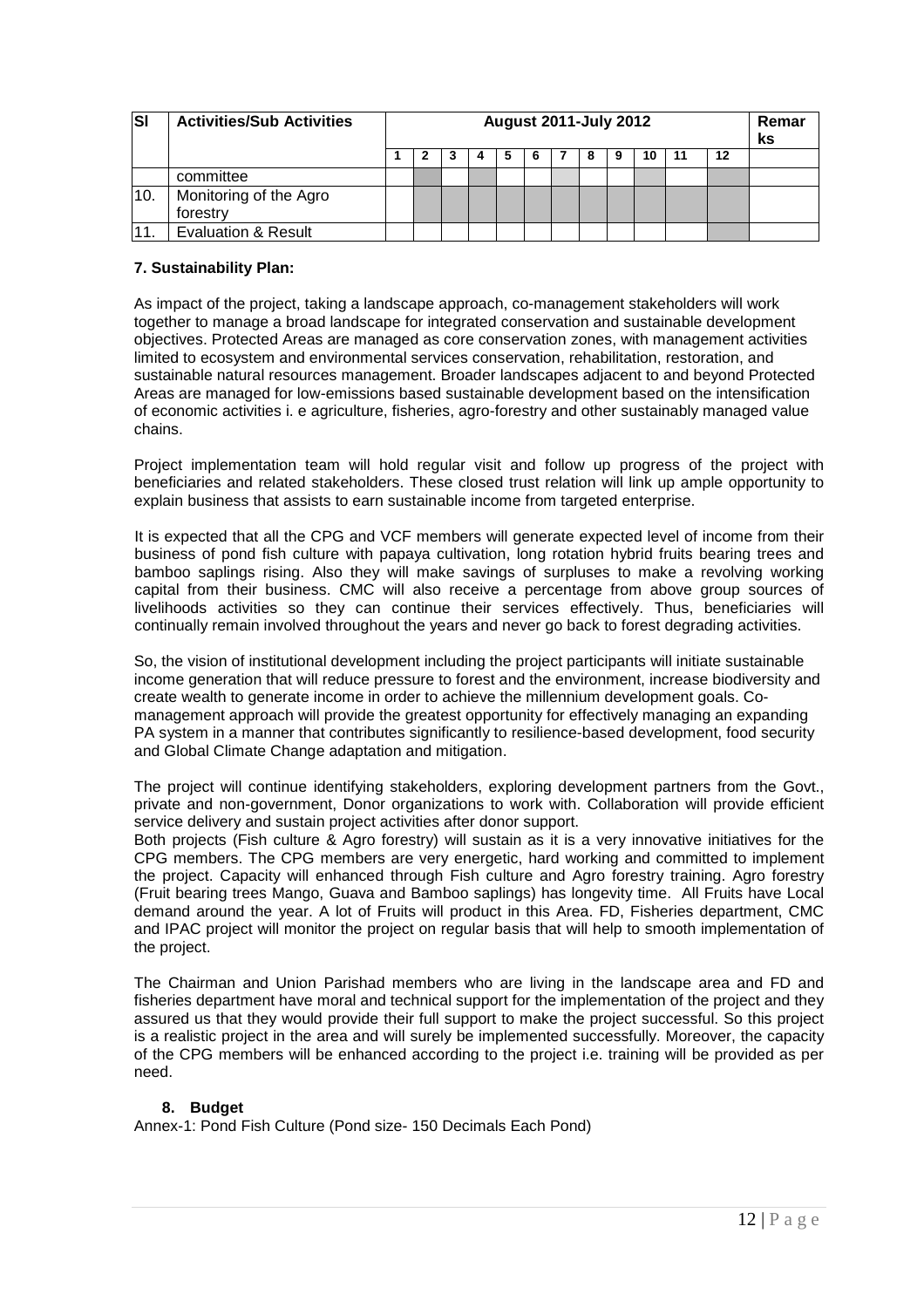| Sl | Activities/Sub Activities | August 2011-July 2012 | | | | | | | | | | | | Remarks |
|---|---|---|---|---|---|---|---|---|---|---|---|---|---|---|
| | | 1 | 2 | 3 | 4 | 5 | 6 | 7 | 8 | 9 | 10 | 11 | 12 | |
| | committee | | | | | | | | | | | | | |
| 10. | Monitoring of the Agro forestry | | | | | | | | | | | | | |
| 11. | Evaluation & Result | | | | | | | | | | | | | |

**7. Sustainability Plan:**

As impact of the project, taking a landscape approach, co-management stakeholders will work together to manage a broad landscape for integrated conservation and sustainable development objectives. Protected Areas are managed as core conservation zones, with management activities limited to ecosystem and environmental services conservation, rehabilitation, restoration, and sustainable natural resources management. Broader landscapes adjacent to and beyond Protected Areas are managed for low-emissions based sustainable development based on the intensification of economic activities i. e agriculture, fisheries, agro-forestry and other sustainably managed value chains.

Project implementation team will hold regular visit and follow up progress of the project with beneficiaries and related stakeholders. These closed trust relation will link up ample opportunity to explain business that assists to earn sustainable income from targeted enterprise.

It is expected that all the CPG and VCF members will generate expected level of income from their business of pond fish culture with papaya cultivation, long rotation hybrid fruits bearing trees and bamboo saplings rising. Also they will make savings of surpluses to make a revolving working capital from their business. CMC will also receive a percentage from above group sources of livelihoods activities so they can continue their services effectively. Thus, beneficiaries will continually remain involved throughout the years and never go back to forest degrading activities.

So, the vision of institutional development including the project participants will initiate sustainable income generation that will reduce pressure to forest and the environment, increase biodiversity and create wealth to generate income in order to achieve the millennium development goals. Co-management approach will provide the greatest opportunity for effectively managing an expanding PA system in a manner that contributes significantly to resilience-based development, food security and Global Climate Change adaptation and mitigation.

The project will continue identifying stakeholders, exploring development partners from the Govt., private and non-government, Donor organizations to work with. Collaboration will provide efficient service delivery and sustain project activities after donor support.

Both projects (Fish culture & Agro forestry) will sustain as it is a very innovative initiatives for the CPG members. The CPG members are very energetic, hard working and committed to implement the project. Capacity will enhanced through Fish culture and Agro forestry training. Agro forestry (Fruit bearing trees Mango, Guava and Bamboo saplings) has longevity time. All Fruits have Local demand around the year. A lot of Fruits will product in this Area. FD, Fisheries department, CMC and IPAC project will monitor the project on regular basis that will help to smooth implementation of the project.

The Chairman and Union Parishad members who are living in the landscape area and FD and fisheries department have moral and technical support for the implementation of the project and they assured us that they would provide their full support to make the project successful. So this project is a realistic project in the area and will surely be implemented successfully. Moreover, the capacity of the CPG members will be enhanced according to the project i.e. training will be provided as per need.

**8. Budget**

Annex-1: Pond Fish Culture (Pond size- 150 Decimals Each Pond)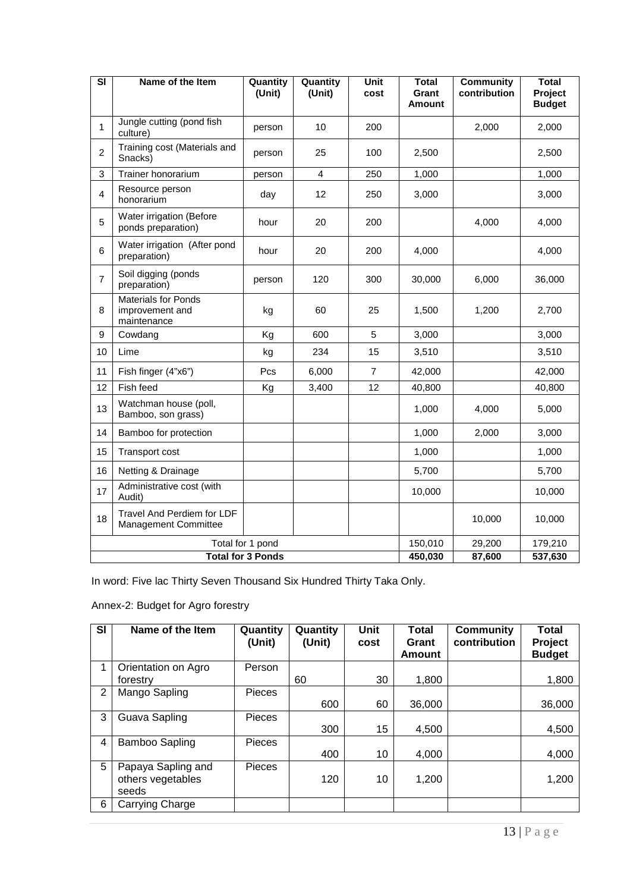| Sl | Name of the Item | Quantity (Unit) | Quantity (Unit) | Unit cost | Total Grant Amount | Community contribution | Total Project Budget |
|---|---|---|---|---|---|---|---|
| 1 | Jungle cutting (pond fish culture) | person | 10 | 200 | | 2,000 | 2,000 |
| 2 | Training cost (Materials and Snacks) | person | 25 | 100 | 2,500 | | 2,500 |
| 3 | Trainer honorarium | person | 4 | 250 | 1,000 | | 1,000 |
| 4 | Resource person honorarium | day | 12 | 250 | 3,000 | | 3,000 |
| 5 | Water irrigation (Before ponds preparation) | hour | 20 | 200 | | 4,000 | 4,000 |
| 6 | Water irrigation (After pond preparation) | hour | 20 | 200 | 4,000 | | 4,000 |
| 7 | Soil digging (ponds preparation) | person | 120 | 300 | 30,000 | 6,000 | 36,000 |
| 8 | Materials for Ponds improvement and maintenance | kg | 60 | 25 | 1,500 | 1,200 | 2,700 |
| 9 | Cowdang | Kg | 600 | 5 | 3,000 | | 3,000 |
| 10 | Lime | kg | 234 | 15 | 3,510 | | 3,510 |
| 11 | Fish finger (4"x6") | Pcs | 6,000 | 7 | 42,000 | | 42,000 |
| 12 | Fish feed | Kg | 3,400 | 12 | 40,800 | | 40,800 |
| 13 | Watchman house (poll, Bamboo, son grass) | | | | 1,000 | 4,000 | 5,000 |
| 14 | Bamboo for protection | | | | 1,000 | 2,000 | 3,000 |
| 15 | Transport cost | | | | 1,000 | | 1,000 |
| 16 | Netting & Drainage | | | | 5,700 | | 5,700 |
| 17 | Administrative cost (with Audit) | | | | 10,000 | | 10,000 |
| 18 | Travel And Perdiem for LDF Management Committee | | | | | 10,000 | 10,000 |
| | Total for 1 pond | | | | 150,010 | 29,200 | 179,210 |
| | **Total for 3 Ponds** | | | | **450,030** | **87,600** | **537,630** |

In word: Five lac Thirty Seven Thousand Six Hundred Thirty Taka Only.

Annex-2: Budget for Agro forestry

| Sl | Name of the Item | Quantity (Unit) | Quantity (Unit) | Unit cost | Total Grant Amount | Community contribution | Total Project Budget |
|---|---|---|---|---|---|---|---|
| 1 | Orientation on Agro forestry | Person | 60 | 30 | 1,800 | | 1,800 |
| 2 | Mango Sapling | Pieces | 600 | 60 | 36,000 | | 36,000 |
| 3 | Guava Sapling | Pieces | 300 | 15 | 4,500 | | 4,500 |
| 4 | Bamboo Sapling | Pieces | 400 | 10 | 4,000 | | 4,000 |
| 5 | Papaya Sapling and others vegetables seeds | Pieces | 120 | 10 | 1,200 | | 1,200 |
| 6 | Carrying Charge | | | | | | |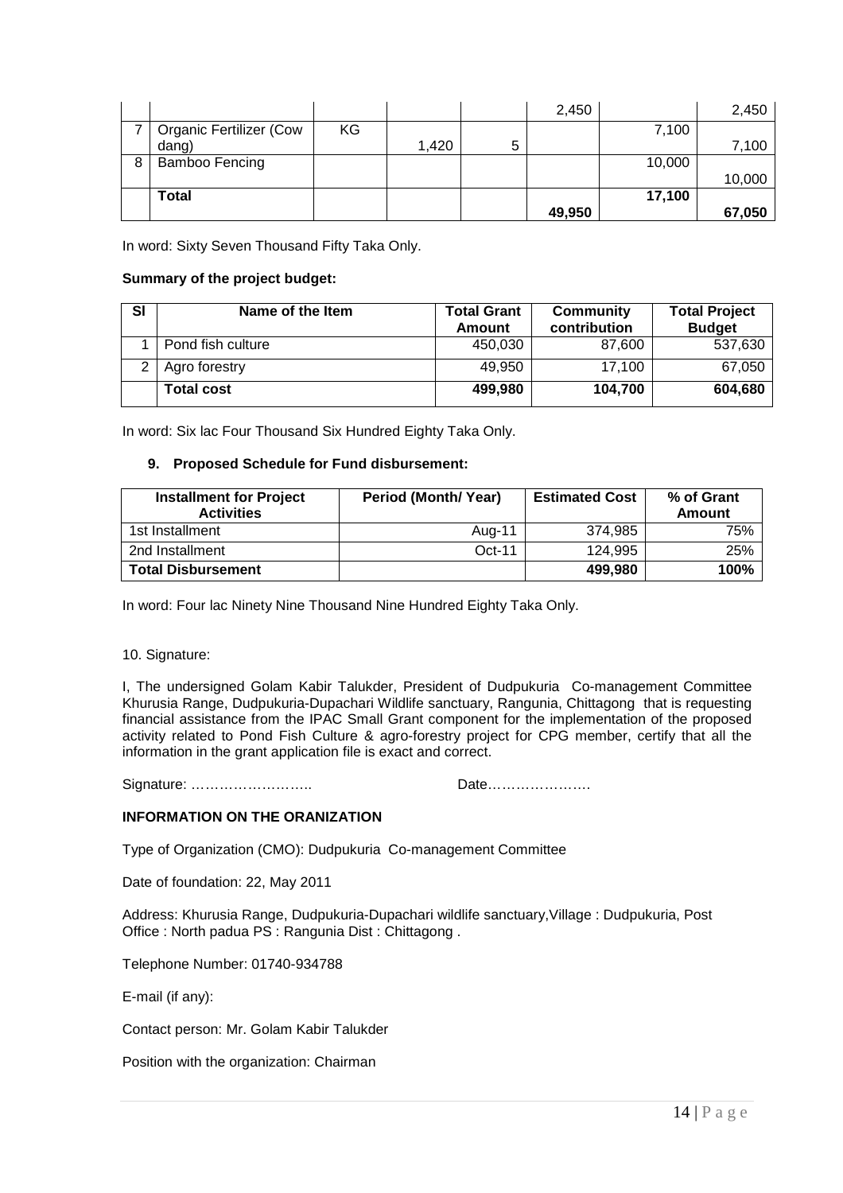| | | | | | 2,450 | | 2,450 |
|---|---|---|---|---|---|---|---|
| 7 | Organic Fertilizer (Cow dang) | KG | 1,420 | 5 | | 7,100 | 7,100 |
| 8 | Bamboo Fencing | | | | | 10,000 | 10,000 |
| | **Total** | | | | **49,950** | **17,100** | **67,050** |

In word: Sixty Seven Thousand Fifty Taka Only.

**Summary of the project budget:**

| Sl | Name of the Item | Total Grant Amount | Community contribution | Total Project Budget |
|---|---|---|---|---|
| 1 | Pond fish culture | 450,030 | 87,600 | 537,630 |
| 2 | Agro forestry | 49,950 | 17,100 | 67,050 |
| | **Total cost** | **499,980** | **104,700** | **604,680** |

In word: Six lac Four Thousand Six Hundred Eighty Taka Only.

### 9. Proposed Schedule for Fund disbursement:

| Installment for Project Activities | Period (Month/ Year) | Estimated Cost | % of Grant Amount |
|---|---|---|---|
| 1st Installment | Aug-11 | 374,985 | 75% |
| 2nd Installment | Oct-11 | 124,995 | 25% |
| **Total Disbursement** | | **499,980** | **100%** |

In word: Four lac Ninety Nine Thousand Nine Hundred Eighty Taka Only.

10. Signature:

I, The undersigned Golam Kabir Talukder, President of Dudpukuria Co-management Committee Khurusia Range, Dudpukuria-Dupachari Wildlife sanctuary, Rangunia, Chittagong that is requesting financial assistance from the IPAC Small Grant component for the implementation of the proposed activity related to Pond Fish Culture & agro-forestry project for CPG member, certify that all the information in the grant application file is exact and correct.

Signature: …………………….. Date………………….

**INFORMATION ON THE ORANIZATION**

Type of Organization (CMO): Dudpukuria Co-management Committee

Date of foundation: 22, May 2011

Address: Khurusia Range, Dudpukuria-Dupachari wildlife sanctuary,Village : Dudpukuria, Post Office : North padua PS : Rangunia Dist : Chittagong .

Telephone Number: 01740-934788

E-mail (if any):

Contact person: Mr. Golam Kabir Talukder

Position with the organization: Chairman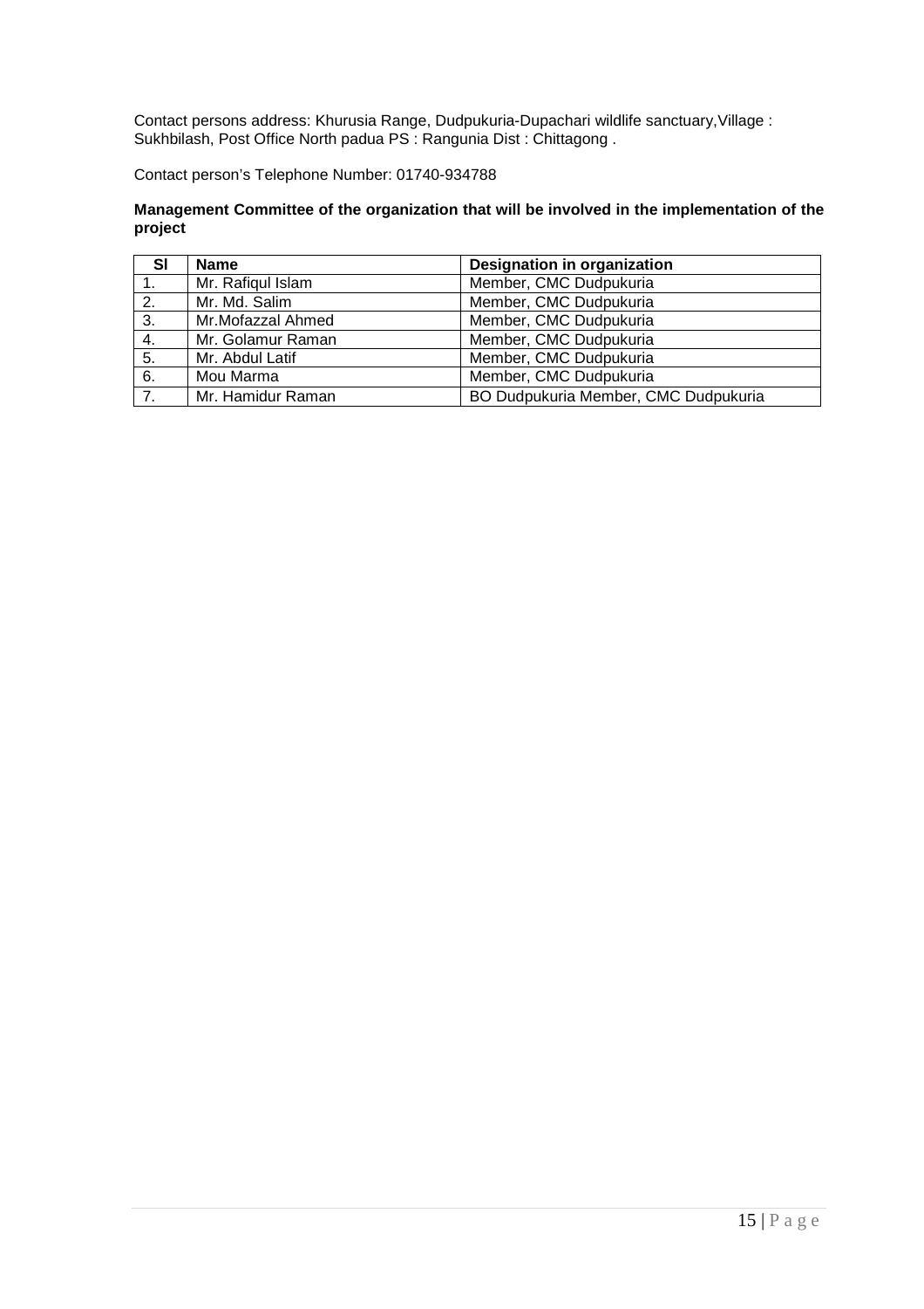Contact persons address: Khurusia Range, Dudpukuria-Dupachari wildlife sanctuary,Village : Sukhbilash, Post Office North padua PS : Rangunia Dist : Chittagong .

Contact person's Telephone Number: 01740-934788

**Management Committee of the organization that will be involved in the implementation of the project**

| Sl | Name | Designation in organization |
|---|---|---|
| 1. | Mr. Rafiqul Islam | Member, CMC Dudpukuria |
| 2. | Mr. Md. Salim | Member, CMC Dudpukuria |
| 3. | Mr.Mofazzal Ahmed | Member, CMC Dudpukuria |
| 4. | Mr. Golamur Raman | Member, CMC Dudpukuria |
| 5. | Mr. Abdul Latif | Member, CMC Dudpukuria |
| 6. | Mou Marma | Member, CMC Dudpukuria |
| 7. | Mr. Hamidur Raman | BO Dudpukuria Member, CMC Dudpukuria |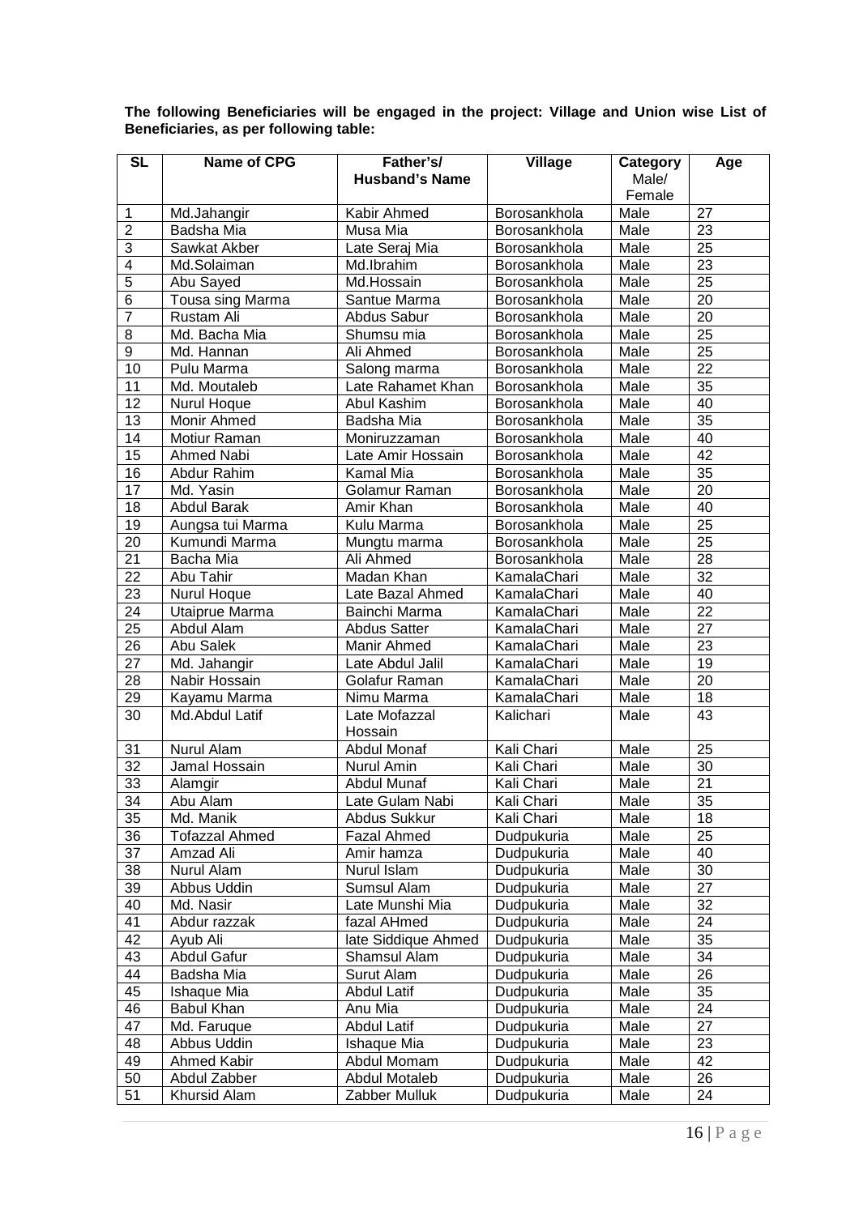**The following Beneficiaries will be engaged in the project: Village and Union wise List of Beneficiaries, as per following table:**

| SL | Name of CPG | Father's/ Husband's Name | Village | Category Male/ Female | Age |
|---|---|---|---|---|---|
| 1 | Md.Jahangir | Kabir Ahmed | Borosankhola | Male | 27 |
| 2 | Badsha Mia | Musa Mia | Borosankhola | Male | 23 |
| 3 | Sawkat Akber | Late Seraj Mia | Borosankhola | Male | 25 |
| 4 | Md.Solaiman | Md.Ibrahim | Borosankhola | Male | 23 |
| 5 | Abu Sayed | Md.Hossain | Borosankhola | Male | 25 |
| 6 | Tousa sing Marma | Santue Marma | Borosankhola | Male | 20 |
| 7 | Rustam Ali | Abdus Sabur | Borosankhola | Male | 20 |
| 8 | Md. Bacha Mia | Shumsu mia | Borosankhola | Male | 25 |
| 9 | Md. Hannan | Ali Ahmed | Borosankhola | Male | 25 |
| 10 | Pulu Marma | Salong marma | Borosankhola | Male | 22 |
| 11 | Md. Moutaleb | Late Rahamet Khan | Borosankhola | Male | 35 |
| 12 | Nurul Hoque | Abul Kashim | Borosankhola | Male | 40 |
| 13 | Monir Ahmed | Badsha Mia | Borosankhola | Male | 35 |
| 14 | Motiur Raman | Moniruzzaman | Borosankhola | Male | 40 |
| 15 | Ahmed Nabi | Late Amir Hossain | Borosankhola | Male | 42 |
| 16 | Abdur Rahim | Kamal Mia | Borosankhola | Male | 35 |
| 17 | Md. Yasin | Golamur Raman | Borosankhola | Male | 20 |
| 18 | Abdul Barak | Amir Khan | Borosankhola | Male | 40 |
| 19 | Aungsa tui Marma | Kulu Marma | Borosankhola | Male | 25 |
| 20 | Kumundi Marma | Mungtu marma | Borosankhola | Male | 25 |
| 21 | Bacha Mia | Ali Ahmed | Borosankhola | Male | 28 |
| 22 | Abu Tahir | Madan Khan | KamalaChari | Male | 32 |
| 23 | Nurul Hoque | Late Bazal Ahmed | KamalaChari | Male | 40 |
| 24 | Utaiprue Marma | Bainchi Marma | KamalaChari | Male | 22 |
| 25 | Abdul Alam | Abdus Satter | KamalaChari | Male | 27 |
| 26 | Abu Salek | Manir Ahmed | KamalaChari | Male | 23 |
| 27 | Md. Jahangir | Late Abdul Jalil | KamalaChari | Male | 19 |
| 28 | Nabir Hossain | Golafur Raman | KamalaChari | Male | 20 |
| 29 | Kayamu Marma | Nimu Marma | KamalaChari | Male | 18 |
| 30 | Md.Abdul Latif | Late Mofazzal Hossain | Kalichari | Male | 43 |
| 31 | Nurul Alam | Abdul Monaf | Kali Chari | Male | 25 |
| 32 | Jamal Hossain | Nurul Amin | Kali Chari | Male | 30 |
| 33 | Alamgir | Abdul Munaf | Kali Chari | Male | 21 |
| 34 | Abu Alam | Late Gulam Nabi | Kali Chari | Male | 35 |
| 35 | Md. Manik | Abdus Sukkur | Kali Chari | Male | 18 |
| 36 | Tofazzal Ahmed | Fazal Ahmed | Dudpukuria | Male | 25 |
| 37 | Amzad Ali | Amir hamza | Dudpukuria | Male | 40 |
| 38 | Nurul Alam | Nurul Islam | Dudpukuria | Male | 30 |
| 39 | Abbus Uddin | Sumsul Alam | Dudpukuria | Male | 27 |
| 40 | Md. Nasir | Late Munshi Mia | Dudpukuria | Male | 32 |
| 41 | Abdur razzak | fazal AHmed | Dudpukuria | Male | 24 |
| 42 | Ayub Ali | late Siddique Ahmed | Dudpukuria | Male | 35 |
| 43 | Abdul Gafur | Shamsul Alam | Dudpukuria | Male | 34 |
| 44 | Badsha Mia | Surut Alam | Dudpukuria | Male | 26 |
| 45 | Ishaque Mia | Abdul Latif | Dudpukuria | Male | 35 |
| 46 | Babul Khan | Anu Mia | Dudpukuria | Male | 24 |
| 47 | Md. Faruque | Abdul Latif | Dudpukuria | Male | 27 |
| 48 | Abbus Uddin | Ishaque Mia | Dudpukuria | Male | 23 |
| 49 | Ahmed Kabir | Abdul Momam | Dudpukuria | Male | 42 |
| 50 | Abdul Zabber | Abdul Motaleb | Dudpukuria | Male | 26 |
| 51 | Khursid Alam | Zabber Mulluk | Dudpukuria | Male | 24 |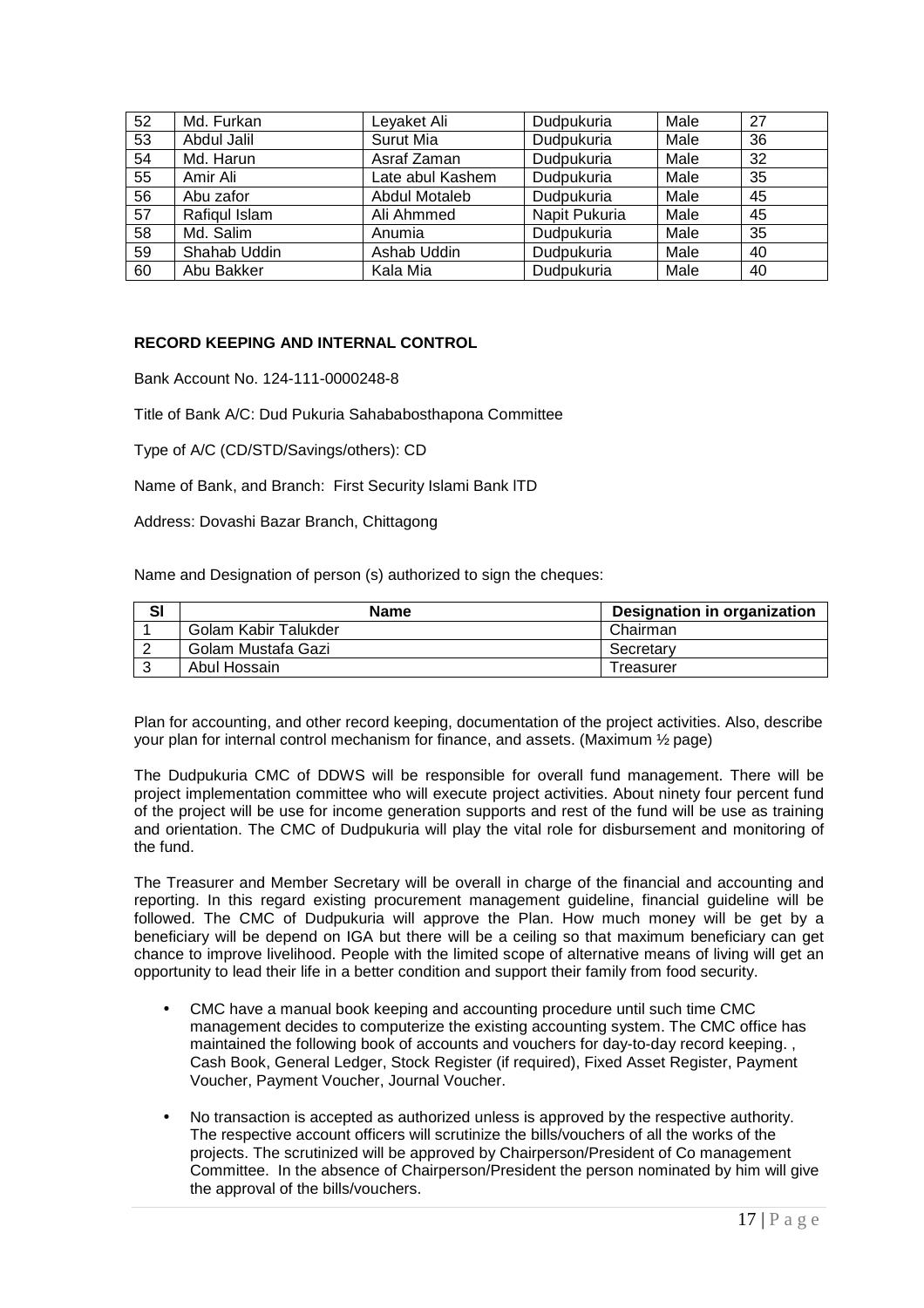| 52 | Md. Furkan | Leyaket Ali | Dudpukuria | Male | 27 |
|---|---|---|---|---|---|
| 53 | Abdul Jalil | Surut Mia | Dudpukuria | Male | 36 |
| 54 | Md. Harun | Asraf Zaman | Dudpukuria | Male | 32 |
| 55 | Amir Ali | Late abul Kashem | Dudpukuria | Male | 35 |
| 56 | Abu zafor | Abdul Motaleb | Dudpukuria | Male | 45 |
| 57 | Rafiqul Islam | Ali Ahmmed | Napit Pukuria | Male | 45 |
| 58 | Md. Salim | Anumia | Dudpukuria | Male | 35 |
| 59 | Shahab Uddin | Ashab Uddin | Dudpukuria | Male | 40 |
| 60 | Abu Bakker | Kala Mia | Dudpukuria | Male | 40 |

**RECORD KEEPING AND INTERNAL CONTROL**

Bank Account No. 124-111-0000248-8

Title of Bank A/C: Dud Pukuria Sahababosthapona Committee

Type of A/C (CD/STD/Savings/others): CD

Name of Bank, and Branch: First Security Islami Bank lTD

Address: Dovashi Bazar Branch, Chittagong

Name and Designation of person (s) authorized to sign the cheques:

| Sl | Name | Designation in organization |
|---|---|---|
| 1 | Golam Kabir Talukder | Chairman |
| 2 | Golam Mustafa Gazi | Secretary |
| 3 | Abul Hossain | Treasurer |

Plan for accounting, and other record keeping, documentation of the project activities. Also, describe your plan for internal control mechanism for finance, and assets. (Maximum ½ page)

The Dudpukuria CMC of DDWS will be responsible for overall fund management. There will be project implementation committee who will execute project activities. About ninety four percent fund of the project will be use for income generation supports and rest of the fund will be use as training and orientation. The CMC of Dudpukuria will play the vital role for disbursement and monitoring of the fund.

The Treasurer and Member Secretary will be overall in charge of the financial and accounting and reporting. In this regard existing procurement management guideline, financial guideline will be followed. The CMC of Dudpukuria will approve the Plan. How much money will be get by a beneficiary will be depend on IGA but there will be a ceiling so that maximum beneficiary can get chance to improve livelihood. People with the limited scope of alternative means of living will get an opportunity to lead their life in a better condition and support their family from food security.

- CMC have a manual book keeping and accounting procedure until such time CMC management decides to computerize the existing accounting system. The CMC office has maintained the following book of accounts and vouchers for day-to-day record keeping. , Cash Book, General Ledger, Stock Register (if required), Fixed Asset Register, Payment Voucher, Payment Voucher, Journal Voucher.
- No transaction is accepted as authorized unless is approved by the respective authority. The respective account officers will scrutinize the bills/vouchers of all the works of the projects. The scrutinized will be approved by Chairperson/President of Co management Committee. In the absence of Chairperson/President the person nominated by him will give the approval of the bills/vouchers.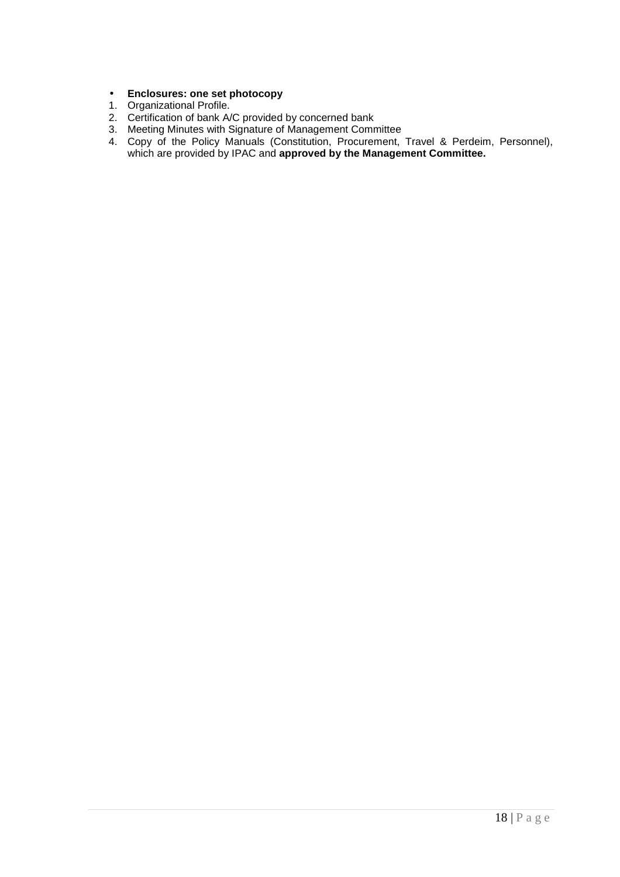- **Enclosures: one set photocopy**

1. Organizational Profile.
2. Certification of bank A/C provided by concerned bank
3. Meeting Minutes with Signature of Management Committee
4. Copy of the Policy Manuals (Constitution, Procurement, Travel & Perdeim, Personnel), which are provided by IPAC and **approved by the Management Committee.**